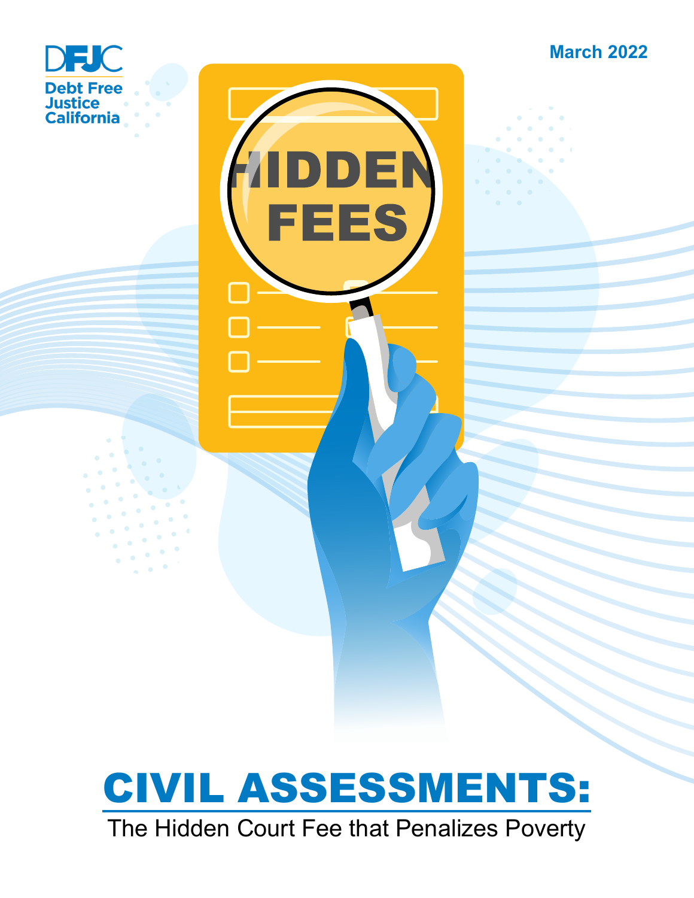DFJC

Debt Free Justice California

March 2022

HIDDEN FEES

# CIVIL ASSESSMENTS:

## The Hidden Court Fee that Penalizes Poverty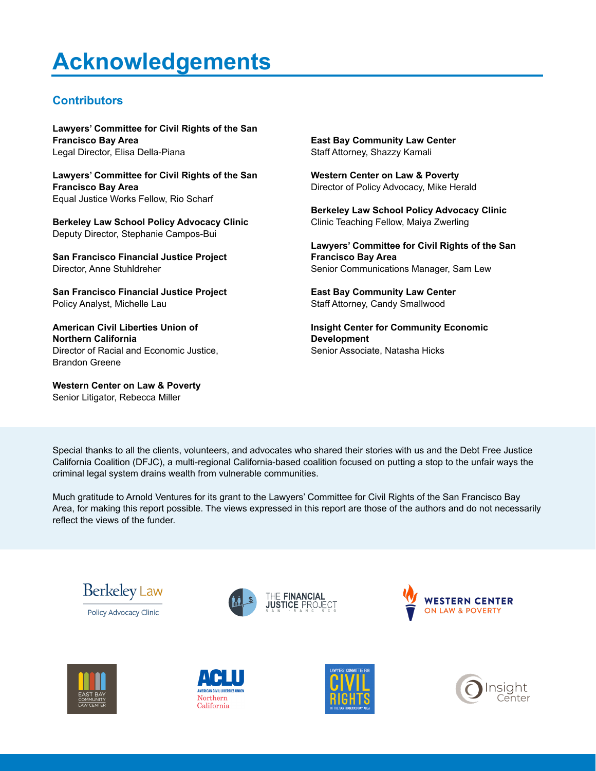# Acknowledgements

## Contributors

**Lawyers' Committee for Civil Rights of the San Francisco Bay Area**
Legal Director, Elisa Della-Piana

**Lawyers' Committee for Civil Rights of the San Francisco Bay Area**
Equal Justice Works Fellow, Rio Scharf

**Berkeley Law School Policy Advocacy Clinic**
Deputy Director, Stephanie Campos-Bui

**San Francisco Financial Justice Project**
Director, Anne Stuhldreher

**San Francisco Financial Justice Project**
Policy Analyst, Michelle Lau

**American Civil Liberties Union of Northern California**
Director of Racial and Economic Justice, Brandon Greene

**Western Center on Law & Poverty**
Senior Litigator, Rebecca Miller

**East Bay Community Law Center**
Staff Attorney, Shazzy Kamali

**Western Center on Law & Poverty**
Director of Policy Advocacy, Mike Herald

**Berkeley Law School Policy Advocacy Clinic**
Clinic Teaching Fellow, Maiya Zwerling

**Lawyers' Committee for Civil Rights of the San Francisco Bay Area**
Senior Communications Manager, Sam Lew

**East Bay Community Law Center**
Staff Attorney, Candy Smallwood

**Insight Center for Community Economic Development**
Senior Associate, Natasha Hicks

Special thanks to all the clients, volunteers, and advocates who shared their stories with us and the Debt Free Justice California Coalition (DFJC), a multi-regional California-based coalition focused on putting a stop to the unfair ways the criminal legal system drains wealth from vulnerable communities.

Much gratitude to Arnold Ventures for its grant to the Lawyers' Committee for Civil Rights of the San Francisco Bay Area, for making this report possible. The views expressed in this report are those of the authors and do not necessarily reflect the views of the funder.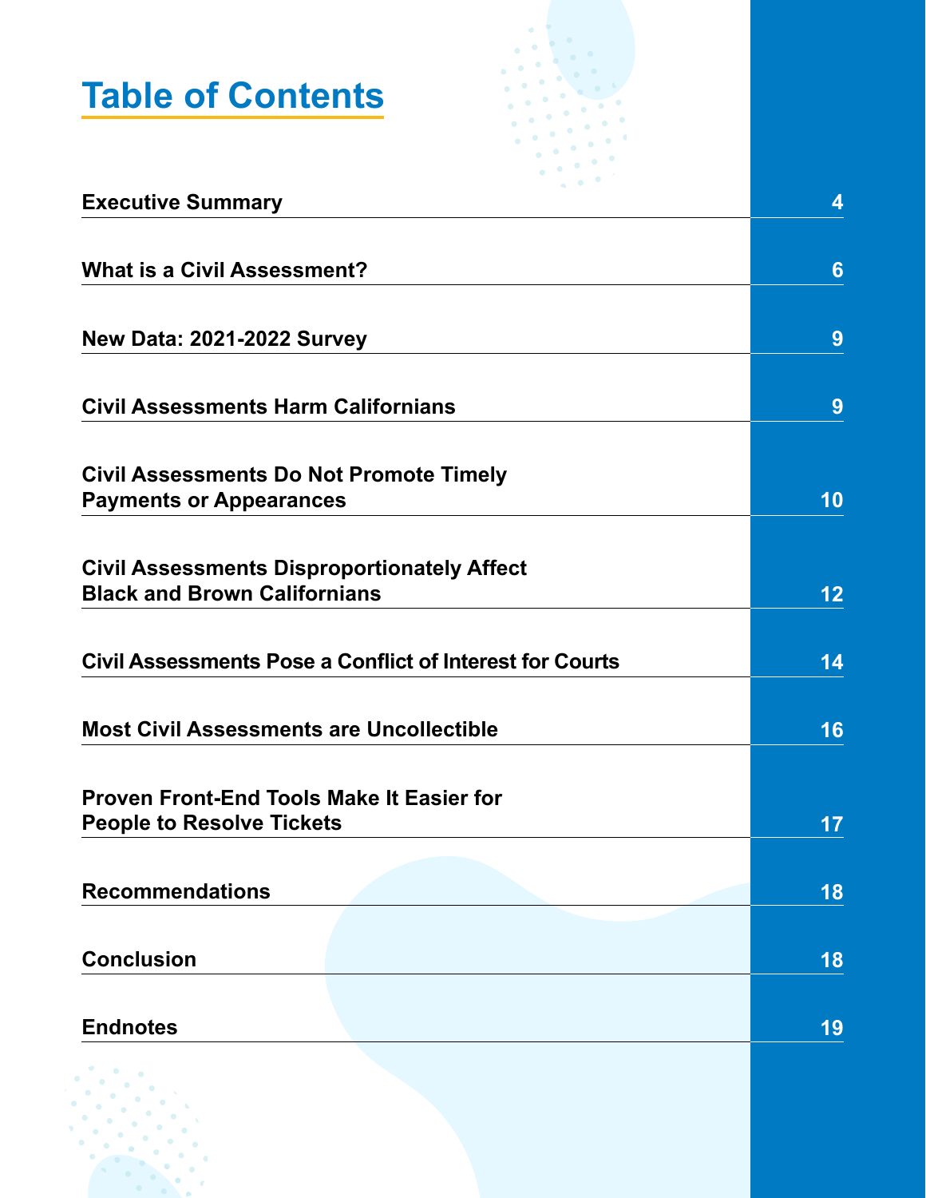# Table of Contents

| | |
|---|---|
| **Executive Summary** | 4 |
| **What is a Civil Assessment?** | 6 |
| **New Data: 2021-2022 Survey** | 9 |
| **Civil Assessments Harm Californians** | 9 |
| **Civil Assessments Do Not Promote Timely Payments or Appearances** | 10 |
| **Civil Assessments Disproportionately Affect Black and Brown Californians** | 12 |
| **Civil Assessments Pose a Conflict of Interest for Courts** | 14 |
| **Most Civil Assessments are Uncollectible** | 16 |
| **Proven Front-End Tools Make It Easier for People to Resolve Tickets** | 17 |
| **Recommendations** | 18 |
| **Conclusion** | 18 |
| **Endnotes** | 19 |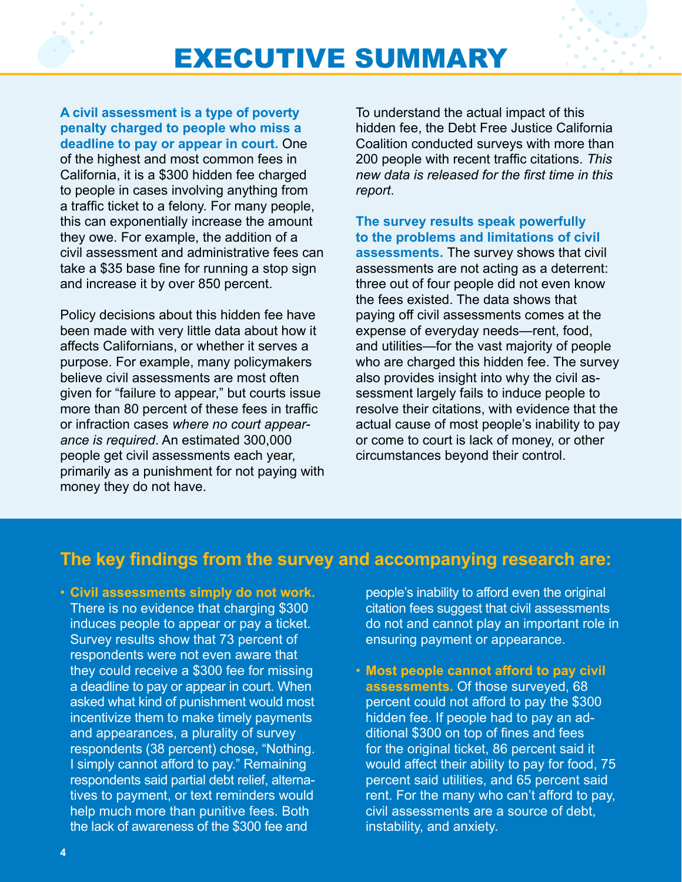# EXECUTIVE SUMMARY

**A civil assessment is a type of poverty penalty charged to people who miss a deadline to pay or appear in court.** One of the highest and most common fees in California, it is a $300 hidden fee charged to people in cases involving anything from a traffic ticket to a felony. For many people, this can exponentially increase the amount they owe. For example, the addition of a civil assessment and administrative fees can take a $35 base fine for running a stop sign and increase it by over 850 percent.

Policy decisions about this hidden fee have been made with very little data about how it affects Californians, or whether it serves a purpose. For example, many policymakers believe civil assessments are most often given for "failure to appear," but courts issue more than 80 percent of these fees in traffic or infraction cases *where no court appearance is required*. An estimated 300,000 people get civil assessments each year, primarily as a punishment for not paying with money they do not have.

To understand the actual impact of this hidden fee, the Debt Free Justice California Coalition conducted surveys with more than 200 people with recent traffic citations. *This new data is released for the first time in this report*.

**The survey results speak powerfully to the problems and limitations of civil assessments.** The survey shows that civil assessments are not acting as a deterrent: three out of four people did not even know the fees existed. The data shows that paying off civil assessments comes at the expense of everyday needs—rent, food, and utilities—for the vast majority of people who are charged this hidden fee. The survey also provides insight into why the civil assessment largely fails to induce people to resolve their citations, with evidence that the actual cause of most people's inability to pay or come to court is lack of money, or other circumstances beyond their control.

## The key findings from the survey and accompanying research are:

- **Civil assessments simply do not work.** There is no evidence that charging $300 induces people to appear or pay a ticket. Survey results show that 73 percent of respondents were not even aware that they could receive a $300 fee for missing a deadline to pay or appear in court. When asked what kind of punishment would most incentivize them to make timely payments and appearances, a plurality of survey respondents (38 percent) chose, "Nothing. I simply cannot afford to pay." Remaining respondents said partial debt relief, alternatives to payment, or text reminders would help much more than punitive fees. Both the lack of awareness of the $300 fee and people's inability to afford even the original citation fees suggest that civil assessments do not and cannot play an important role in ensuring payment or appearance.

- **Most people cannot afford to pay civil assessments.** Of those surveyed, 68 percent could not afford to pay the $300 hidden fee. If people had to pay an additional $300 on top of fines and fees for the original ticket, 86 percent said it would affect their ability to pay for food, 75 percent said utilities, and 65 percent said rent. For the many who can't afford to pay, civil assessments are a source of debt, instability, and anxiety.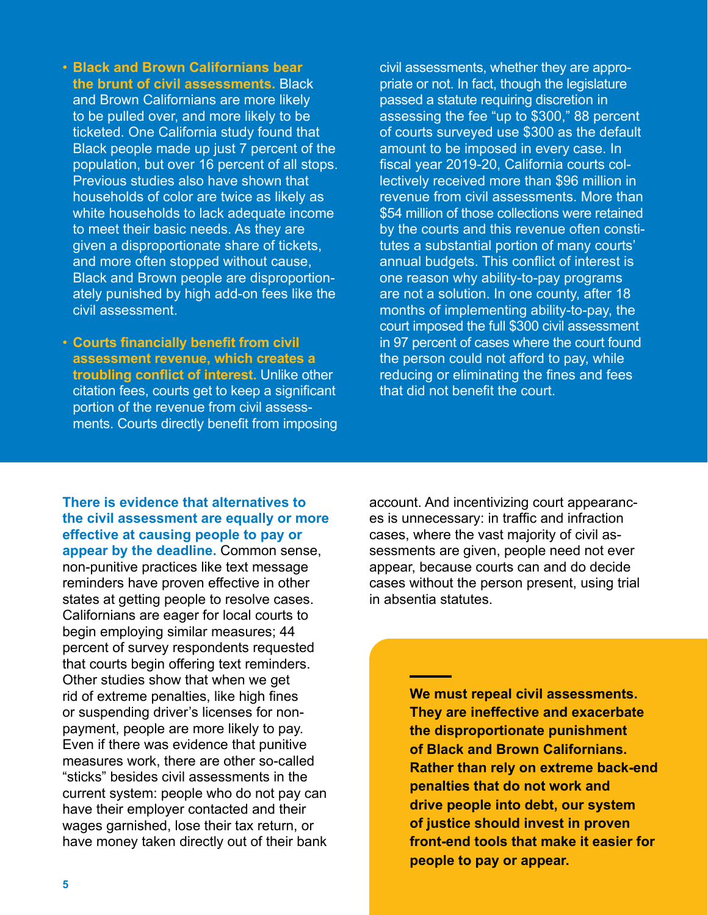- **Black and Brown Californians bear the brunt of civil assessments.** Black and Brown Californians are more likely to be pulled over, and more likely to be ticketed. One California study found that Black people made up just 7 percent of the population, but over 16 percent of all stops. Previous studies also have shown that households of color are twice as likely as white households to lack adequate income to meet their basic needs. As they are given a disproportionate share of tickets, and more often stopped without cause, Black and Brown people are disproportionately punished by high add-on fees like the civil assessment.

- **Courts financially benefit from civil assessment revenue, which creates a troubling conflict of interest.** Unlike other citation fees, courts get to keep a significant portion of the revenue from civil assessments. Courts directly benefit from imposing civil assessments, whether they are appropriate or not. In fact, though the legislature passed a statute requiring discretion in assessing the fee "up to $300," 88 percent of courts surveyed use $300 as the default amount to be imposed in every case. In fiscal year 2019-20, California courts collectively received more than $96 million in revenue from civil assessments. More than $54 million of those collections were retained by the courts and this revenue often constitutes a substantial portion of many courts' annual budgets. This conflict of interest is one reason why ability-to-pay programs are not a solution. In one county, after 18 months of implementing ability-to-pay, the court imposed the full $300 civil assessment in 97 percent of cases where the court found the person could not afford to pay, while reducing or eliminating the fines and fees that did not benefit the court.

**There is evidence that alternatives to the civil assessment are equally or more effective at causing people to pay or appear by the deadline.** Common sense, non-punitive practices like text message reminders have proven effective in other states at getting people to resolve cases. Californians are eager for local courts to begin employing similar measures; 44 percent of survey respondents requested that courts begin offering text reminders. Other studies show that when we get rid of extreme penalties, like high fines or suspending driver's licenses for nonpayment, people are more likely to pay. Even if there was evidence that punitive measures work, there are other so-called "sticks" besides civil assessments in the current system: people who do not pay can have their employer contacted and their wages garnished, lose their tax return, or have money taken directly out of their bank account. And incentivizing court appearances is unnecessary: in traffic and infraction cases, where the vast majority of civil assessments are given, people need not ever appear, because courts can and do decide cases without the person present, using trial in absentia statutes.

**We must repeal civil assessments. They are ineffective and exacerbate the disproportionate punishment of Black and Brown Californians. Rather than rely on extreme back-end penalties that do not work and drive people into debt, our system of justice should invest in proven front-end tools that make it easier for people to pay or appear.**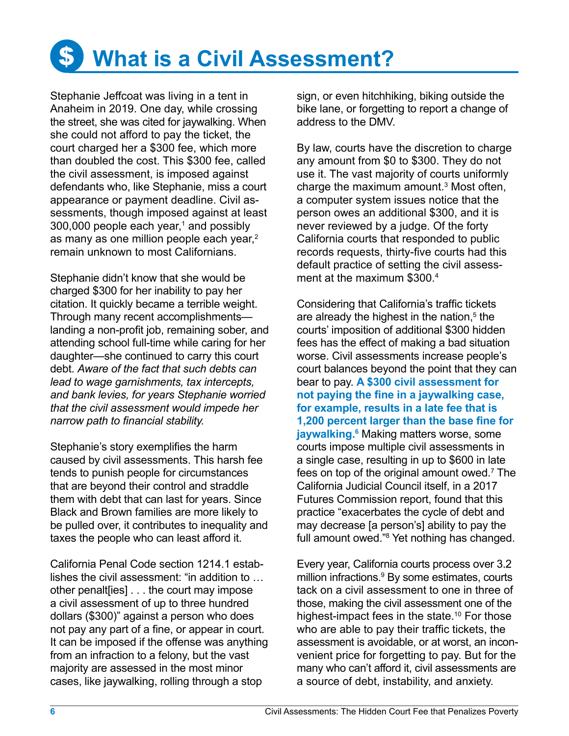# What is a Civil Assessment?

Stephanie Jeffcoat was living in a tent in Anaheim in 2019. One day, while crossing the street, she was cited for jaywalking. When she could not afford to pay the ticket, the court charged her a $300 fee, which more than doubled the cost. This $300 fee, called the civil assessment, is imposed against defendants who, like Stephanie, miss a court appearance or payment deadline. Civil assessments, though imposed against at least 300,000 people each year,[1] and possibly as many as one million people each year,[2] remain unknown to most Californians.

Stephanie didn't know that she would be charged $300 for her inability to pay her citation. It quickly became a terrible weight. Through many recent accomplishments—landing a non-profit job, remaining sober, and attending school full-time while caring for her daughter—she continued to carry this court debt. *Aware of the fact that such debts can lead to wage garnishments, tax intercepts, and bank levies, for years Stephanie worried that the civil assessment would impede her narrow path to financial stability.*

Stephanie's story exemplifies the harm caused by civil assessments. This harsh fee tends to punish people for circumstances that are beyond their control and straddle them with debt that can last for years. Since Black and Brown families are more likely to be pulled over, it contributes to inequality and taxes the people who can least afford it.

California Penal Code section 1214.1 establishes the civil assessment: "in addition to … other penalt[ies] . . . the court may impose a civil assessment of up to three hundred dollars ($300)" against a person who does not pay any part of a fine, or appear in court. It can be imposed if the offense was anything from an infraction to a felony, but the vast majority are assessed in the most minor cases, like jaywalking, rolling through a stop sign, or even hitchhiking, biking outside the bike lane, or forgetting to report a change of address to the DMV.

By law, courts have the discretion to charge any amount from $0 to $300. They do not use it. The vast majority of courts uniformly charge the maximum amount.[3] Most often, a computer system issues notice that the person owes an additional $300, and it is never reviewed by a judge. Of the forty California courts that responded to public records requests, thirty-five courts had this default practice of setting the civil assessment at the maximum $300.[4]

Considering that California's traffic tickets are already the highest in the nation,[5] the courts' imposition of additional $300 hidden fees has the effect of making a bad situation worse. Civil assessments increase people's court balances beyond the point that they can bear to pay. **A $300 civil assessment for not paying the fine in a jaywalking case, for example, results in a late fee that is 1,200 percent larger than the base fine for jaywalking.[6]** Making matters worse, some courts impose multiple civil assessments in a single case, resulting in up to $600 in late fees on top of the original amount owed.[7] The California Judicial Council itself, in a 2017 Futures Commission report, found that this practice "exacerbates the cycle of debt and may decrease [a person's] ability to pay the full amount owed."[8] Yet nothing has changed.

Every year, California courts process over 3.2 million infractions.[9] By some estimates, courts tack on a civil assessment to one in three of those, making the civil assessment one of the highest-impact fees in the state.[10] For those who are able to pay their traffic tickets, the assessment is avoidable, or at worst, an inconvenient price for forgetting to pay. But for the many who can't afford it, civil assessments are a source of debt, instability, and anxiety.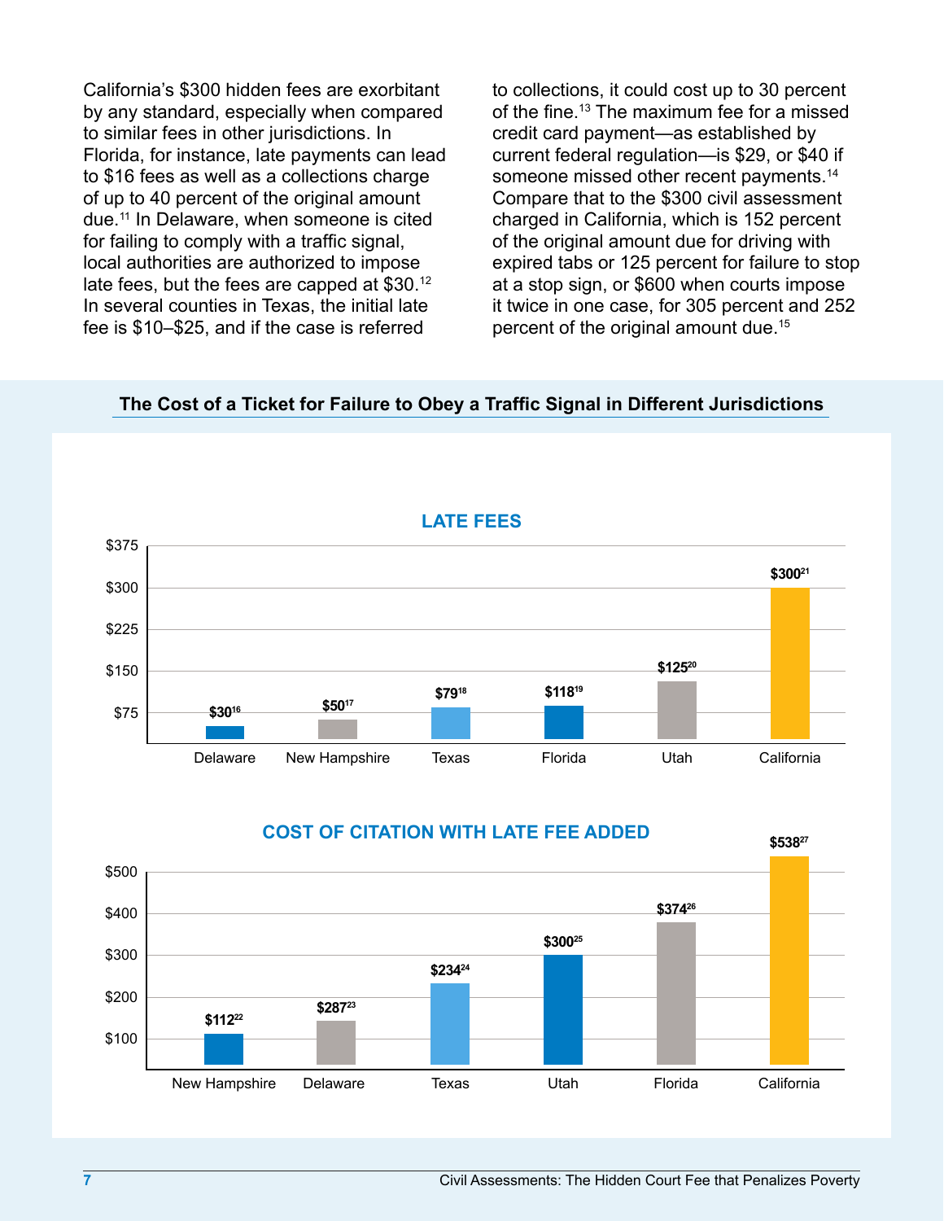California's $300 hidden fees are exorbitant by any standard, especially when compared to similar fees in other jurisdictions. In Florida, for instance, late payments can lead to $16 fees as well as a collections charge of up to 40 percent of the original amount due.[11] In Delaware, when someone is cited for failing to comply with a traffic signal, local authorities are authorized to impose late fees, but the fees are capped at $30.[12] In several counties in Texas, the initial late fee is $10–$25, and if the case is referred to collections, it could cost up to 30 percent of the fine.[13] The maximum fee for a missed credit card payment—as established by current federal regulation—is $29, or $40 if someone missed other recent payments.[14] Compare that to the $300 civil assessment charged in California, which is 152 percent of the original amount due for driving with expired tabs or 125 percent for failure to stop at a stop sign, or $600 when courts impose it twice in one case, for 305 percent and 252 percent of the original amount due.[15]

## The Cost of a Ticket for Failure to Obey a Traffic Signal in Different Jurisdictions

**LATE FEES**

| Jurisdiction | Late Fee |
|---|---|
| Delaware | $30[16] |
| New Hampshire | $50[17] |
| Texas | $79[18] |
| Florida | $118[19] |
| Utah | $125[20] |
| California | $300[21] |

**COST OF CITATION WITH LATE FEE ADDED**

| Jurisdiction | Cost |
|---|---|
| New Hampshire | $112[22] |
| Delaware | $287[23] |
| Texas | $234[24] |
| Utah | $300[25] |
| Florida | $374[26] |
| California | $538[27] |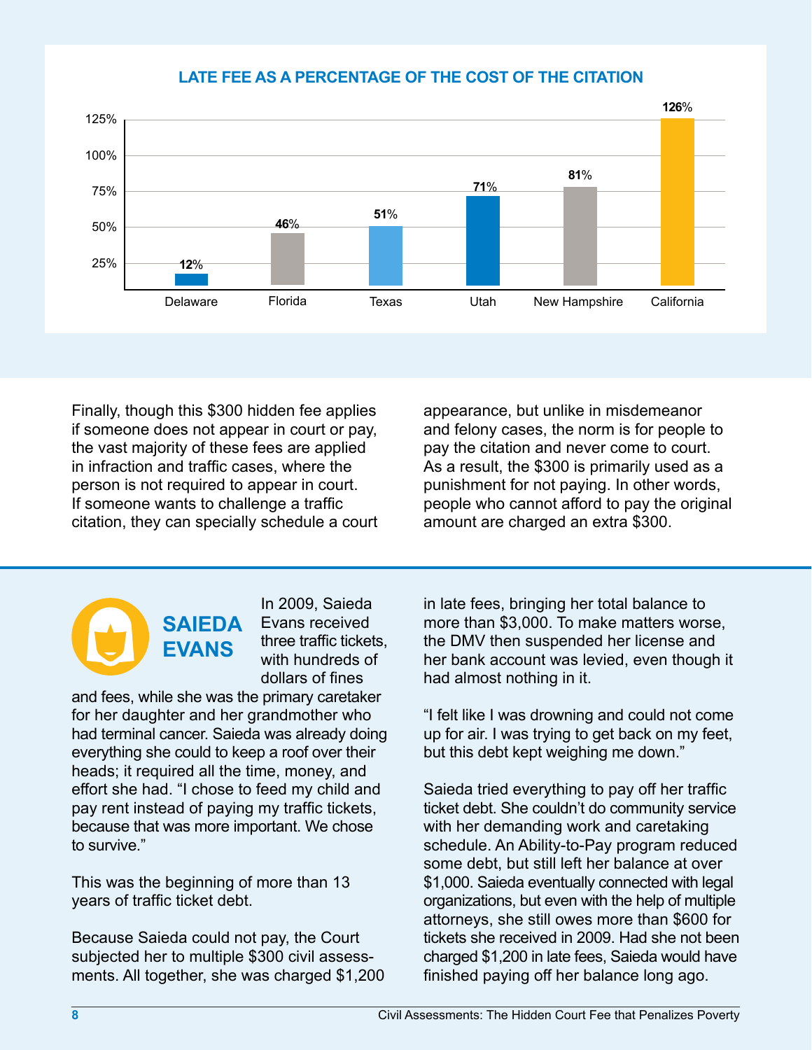**LATE FEE AS A PERCENTAGE OF THE COST OF THE CITATION**

| State | Late fee as % of citation |
|---|---|
| Delaware | 12% |
| Florida | 46% |
| Texas | 51% |
| Utah | 71% |
| New Hampshire | 81% |
| California | 126% |

Finally, though this $300 hidden fee applies if someone does not appear in court or pay, the vast majority of these fees are applied in infraction and traffic cases, where the person is not required to appear in court. If someone wants to challenge a traffic citation, they can specially schedule a court appearance, but unlike in misdemeanor and felony cases, the norm is for people to pay the citation and never come to court. As a result, the $300 is primarily used as a punishment for not paying. In other words, people who cannot afford to pay the original amount are charged an extra $300.

## SAIEDA EVANS

In 2009, Saieda Evans received three traffic tickets, with hundreds of dollars of fines and fees, while she was the primary caretaker for her daughter and her grandmother who had terminal cancer. Saieda was already doing everything she could to keep a roof over their heads; it required all the time, money, and effort she had. "I chose to feed my child and pay rent instead of paying my traffic tickets, because that was more important. We chose to survive."

This was the beginning of more than 13 years of traffic ticket debt.

Because Saieda could not pay, the Court subjected her to multiple $300 civil assessments. All together, she was charged $1,200 in late fees, bringing her total balance to more than $3,000. To make matters worse, the DMV then suspended her license and her bank account was levied, even though it had almost nothing in it.

"I felt like I was drowning and could not come up for air. I was trying to get back on my feet, but this debt kept weighing me down."

Saieda tried everything to pay off her traffic ticket debt. She couldn't do community service with her demanding work and caretaking schedule. An Ability-to-Pay program reduced some debt, but still left her balance at over $1,000. Saieda eventually connected with legal organizations, but even with the help of multiple attorneys, she still owes more than $600 for tickets she received in 2009. Had she not been charged $1,200 in late fees, Saieda would have finished paying off her balance long ago.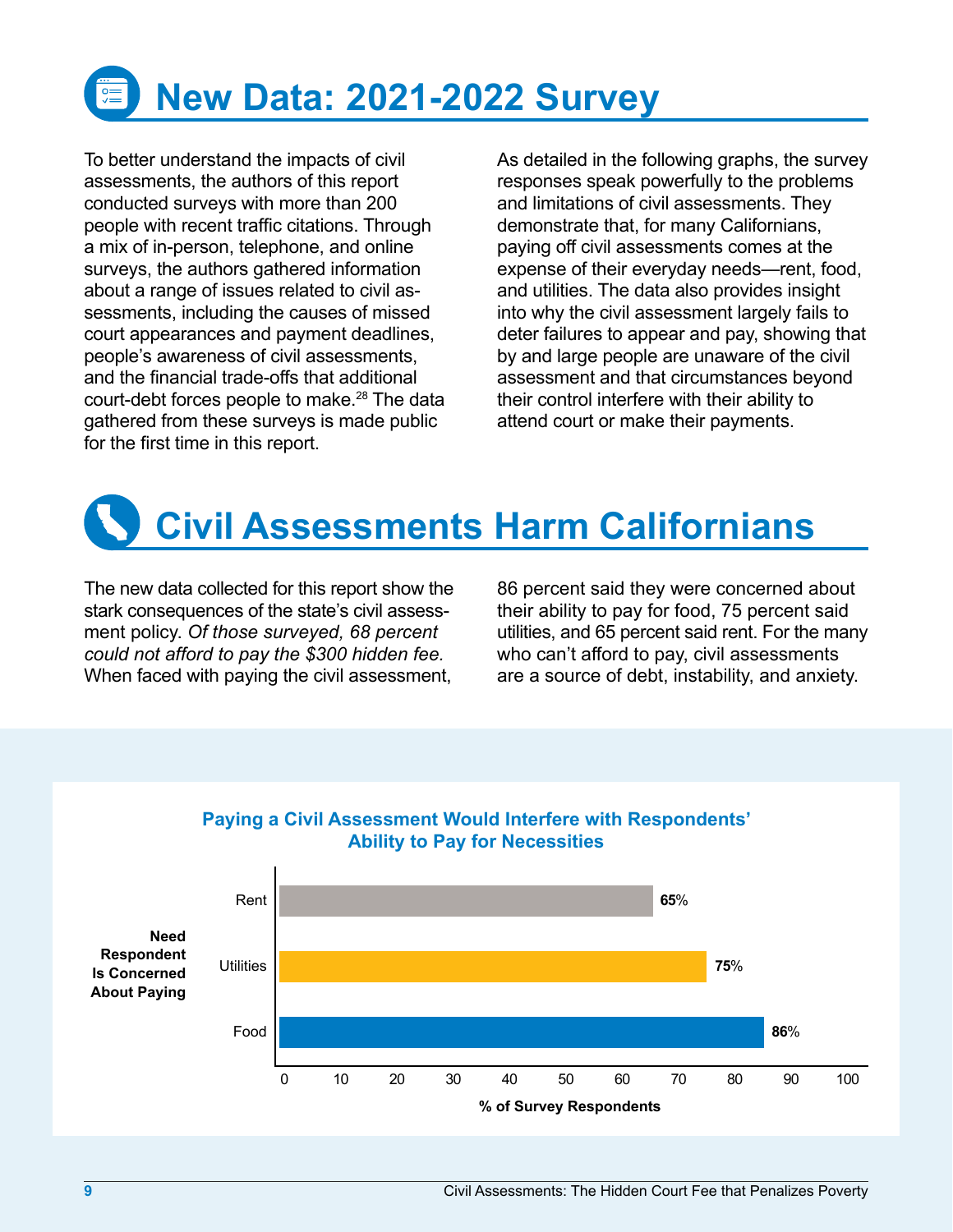# New Data: 2021-2022 Survey

To better understand the impacts of civil assessments, the authors of this report conducted surveys with more than 200 people with recent traffic citations. Through a mix of in-person, telephone, and online surveys, the authors gathered information about a range of issues related to civil assessments, including the causes of missed court appearances and payment deadlines, people's awareness of civil assessments, and the financial trade-offs that additional court-debt forces people to make.[28] The data gathered from these surveys is made public for the first time in this report.

As detailed in the following graphs, the survey responses speak powerfully to the problems and limitations of civil assessments. They demonstrate that, for many Californians, paying off civil assessments comes at the expense of their everyday needs—rent, food, and utilities. The data also provides insight into why the civil assessment largely fails to deter failures to appear and pay, showing that by and large people are unaware of the civil assessment and that circumstances beyond their control interfere with their ability to attend court or make their payments.

# Civil Assessments Harm Californians

The new data collected for this report show the stark consequences of the state's civil assessment policy. *Of those surveyed, 68 percent could not afford to pay the $300 hidden fee.* When faced with paying the civil assessment, 86 percent said they were concerned about their ability to pay for food, 75 percent said utilities, and 65 percent said rent. For the many who can't afford to pay, civil assessments are a source of debt, instability, and anxiety.

**Paying a Civil Assessment Would Interfere with Respondents' Ability to Pay for Necessities**

| Need Respondent Is Concerned About Paying | % of Survey Respondents |
|---|---|
| Rent | **65**% |
| Utilities | **75**% |
| Food | **86**% |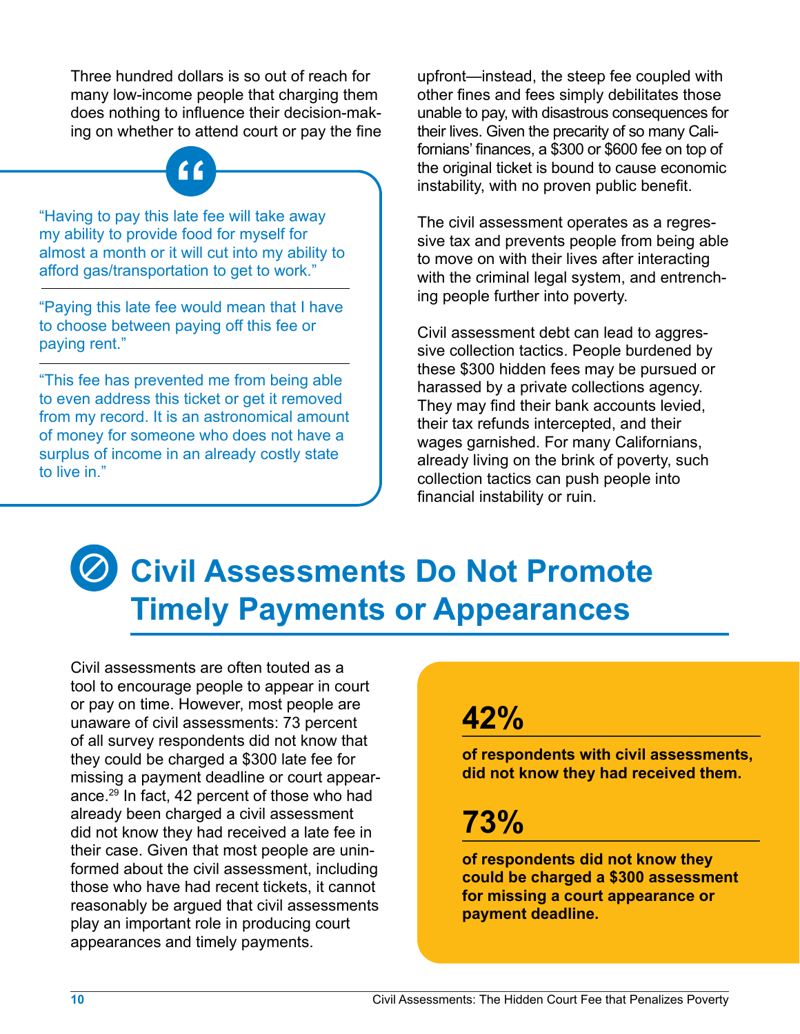Three hundred dollars is so out of reach for many low-income people that charging them does nothing to influence their decision-making on whether to attend court or pay the fine upfront—instead, the steep fee coupled with other fines and fees simply debilitates those unable to pay, with disastrous consequences for their lives. Given the precarity of so many Californians' finances, a $300 or $600 fee on top of the original ticket is bound to cause economic instability, with no proven public benefit.

> "Having to pay this late fee will take away my ability to provide food for myself for almost a month or it will cut into my ability to afford gas/transportation to get to work."

> "Paying this late fee would mean that I have to choose between paying off this fee or paying rent."

> "This fee has prevented me from being able to even address this ticket or get it removed from my record. It is an astronomical amount of money for someone who does not have a surplus of income in an already costly state to live in."

The civil assessment operates as a regressive tax and prevents people from being able to move on with their lives after interacting with the criminal legal system, and entrenching people further into poverty.

Civil assessment debt can lead to aggressive collection tactics. People burdened by these $300 hidden fees may be pursued or harassed by a private collections agency. They may find their bank accounts levied, their tax refunds intercepted, and their wages garnished. For many Californians, already living on the brink of poverty, such collection tactics can push people into financial instability or ruin.

## Civil Assessments Do Not Promote Timely Payments or Appearances

Civil assessments are often touted as a tool to encourage people to appear in court or pay on time. However, most people are unaware of civil assessments: 73 percent of all survey respondents did not know that they could be charged a $300 late fee for missing a payment deadline or court appearance.[29] In fact, 42 percent of those who had already been charged a civil assessment did not know they had received a late fee in their case. Given that most people are uninformed about the civil assessment, including those who have had recent tickets, it cannot reasonably be argued that civil assessments play an important role in producing court appearances and timely payments.

**42%**

**of respondents with civil assessments, did not know they had received them.**

**73%**

**of respondents did not know they could be charged a $300 assessment for missing a court appearance or payment deadline.**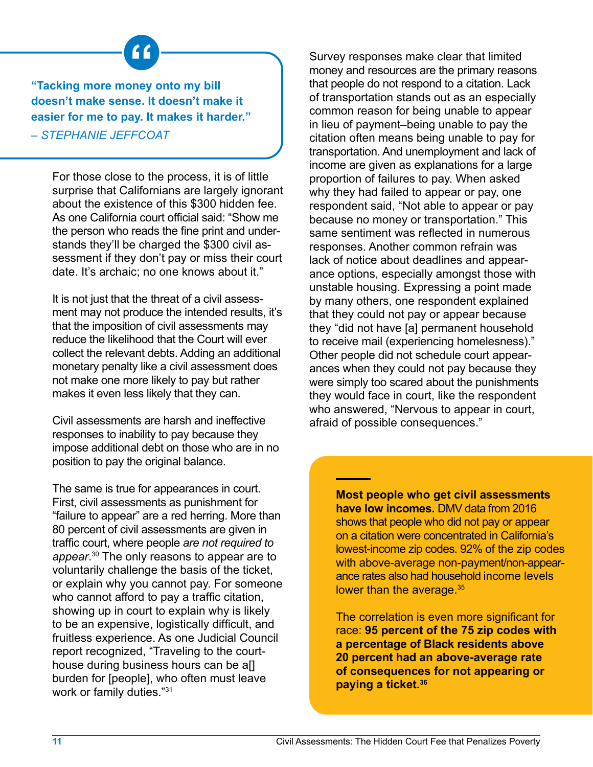**"Tacking more money onto my bill doesn't make sense. It doesn't make it easier for me to pay. It makes it harder."**

*– STEPHANIE JEFFCOAT*

For those close to the process, it is of little surprise that Californians are largely ignorant about the existence of this $300 hidden fee. As one California court official said: "Show me the person who reads the fine print and understands they'll be charged the $300 civil assessment if they don't pay or miss their court date. It's archaic; no one knows about it."

It is not just that the threat of a civil assessment may not produce the intended results, it's that the imposition of civil assessments may reduce the likelihood that the Court will ever collect the relevant debts. Adding an additional monetary penalty like a civil assessment does not make one more likely to pay but rather makes it even less likely that they can.

Civil assessments are harsh and ineffective responses to inability to pay because they impose additional debt on those who are in no position to pay the original balance.

The same is true for appearances in court. First, civil assessments as punishment for "failure to appear" are a red herring. More than 80 percent of civil assessments are given in traffic court, where people *are not required to appear*.[30] The only reasons to appear are to voluntarily challenge the basis of the ticket, or explain why you cannot pay. For someone who cannot afford to pay a traffic citation, showing up in court to explain why is likely to be an expensive, logistically difficult, and fruitless experience. As one Judicial Council report recognized, "Traveling to the courthouse during business hours can be a[] burden for [people], who often must leave work or family duties."[31]

Survey responses make clear that limited money and resources are the primary reasons that people do not respond to a citation. Lack of transportation stands out as an especially common reason for being unable to appear in lieu of payment–being unable to pay the citation often means being unable to pay for transportation. And unemployment and lack of income are given as explanations for a large proportion of failures to pay. When asked why they had failed to appear or pay, one respondent said, "Not able to appear or pay because no money or transportation." This same sentiment was reflected in numerous responses. Another common refrain was lack of notice about deadlines and appearance options, especially amongst those with unstable housing. Expressing a point made by many others, one respondent explained that they could not pay or appear because they "did not have [a] permanent household to receive mail (experiencing homelessness)." Other people did not schedule court appearances when they could not pay because they were simply too scared about the punishments they would face in court, like the respondent who answered, "Nervous to appear in court, afraid of possible consequences."

**Most people who get civil assessments have low incomes.** DMV data from 2016 shows that people who did not pay or appear on a citation were concentrated in California's lowest-income zip codes. 92% of the zip codes with above-average non-payment/non-appearance rates also had household income levels lower than the average.[35]

The correlation is even more significant for race: **95 percent of the 75 zip codes with a percentage of Black residents above 20 percent had an above-average rate of consequences for not appearing or paying a ticket.[36]**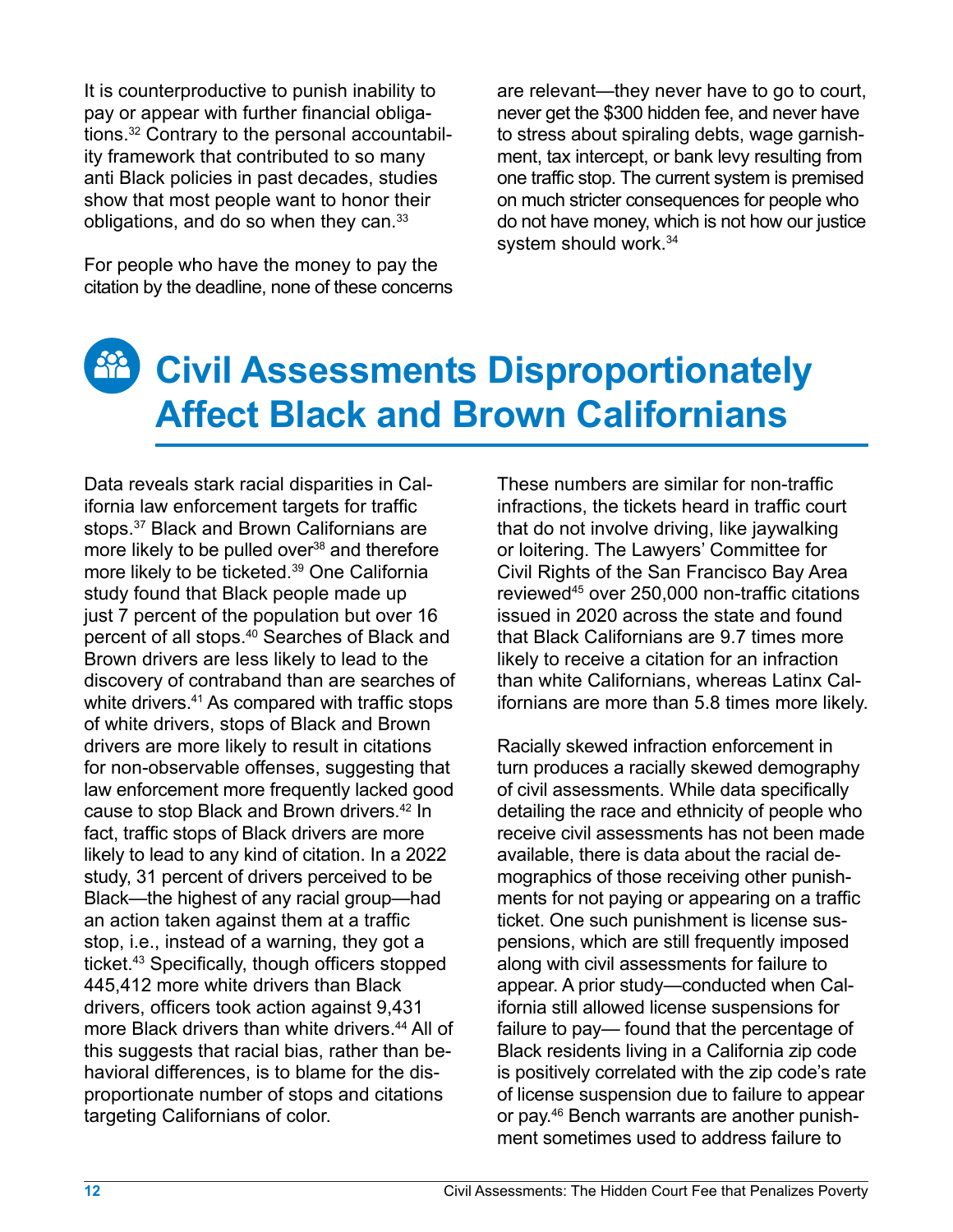It is counterproductive to punish inability to pay or appear with further financial obligations.[32] Contrary to the personal accountability framework that contributed to so many anti Black policies in past decades, studies show that most people want to honor their obligations, and do so when they can.[33]

For people who have the money to pay the citation by the deadline, none of these concerns are relevant—they never have to go to court, never get the $300 hidden fee, and never have to stress about spiraling debts, wage garnishment, tax intercept, or bank levy resulting from one traffic stop. The current system is premised on much stricter consequences for people who do not have money, which is not how our justice system should work.[34]

# Civil Assessments Disproportionately Affect Black and Brown Californians

Data reveals stark racial disparities in California law enforcement targets for traffic stops.[37] Black and Brown Californians are more likely to be pulled over[38] and therefore more likely to be ticketed.[39] One California study found that Black people made up just 7 percent of the population but over 16 percent of all stops.[40] Searches of Black and Brown drivers are less likely to lead to the discovery of contraband than are searches of white drivers.[41] As compared with traffic stops of white drivers, stops of Black and Brown drivers are more likely to result in citations for non-observable offenses, suggesting that law enforcement more frequently lacked good cause to stop Black and Brown drivers.[42] In fact, traffic stops of Black drivers are more likely to lead to any kind of citation. In a 2022 study, 31 percent of drivers perceived to be Black—the highest of any racial group—had an action taken against them at a traffic stop, i.e., instead of a warning, they got a ticket.[43] Specifically, though officers stopped 445,412 more white drivers than Black drivers, officers took action against 9,431 more Black drivers than white drivers.[44] All of this suggests that racial bias, rather than behavioral differences, is to blame for the disproportionate number of stops and citations targeting Californians of color.

These numbers are similar for non-traffic infractions, the tickets heard in traffic court that do not involve driving, like jaywalking or loitering. The Lawyers' Committee for Civil Rights of the San Francisco Bay Area reviewed[45] over 250,000 non-traffic citations issued in 2020 across the state and found that Black Californians are 9.7 times more likely to receive a citation for an infraction than white Californians, whereas Latinx Californians are more than 5.8 times more likely.

Racially skewed infraction enforcement in turn produces a racially skewed demography of civil assessments. While data specifically detailing the race and ethnicity of people who receive civil assessments has not been made available, there is data about the racial demographics of those receiving other punishments for not paying or appearing on a traffic ticket. One such punishment is license suspensions, which are still frequently imposed along with civil assessments for failure to appear. A prior study—conducted when California still allowed license suspensions for failure to pay— found that the percentage of Black residents living in a California zip code is positively correlated with the zip code's rate of license suspension due to failure to appear or pay.[46] Bench warrants are another punishment sometimes used to address failure to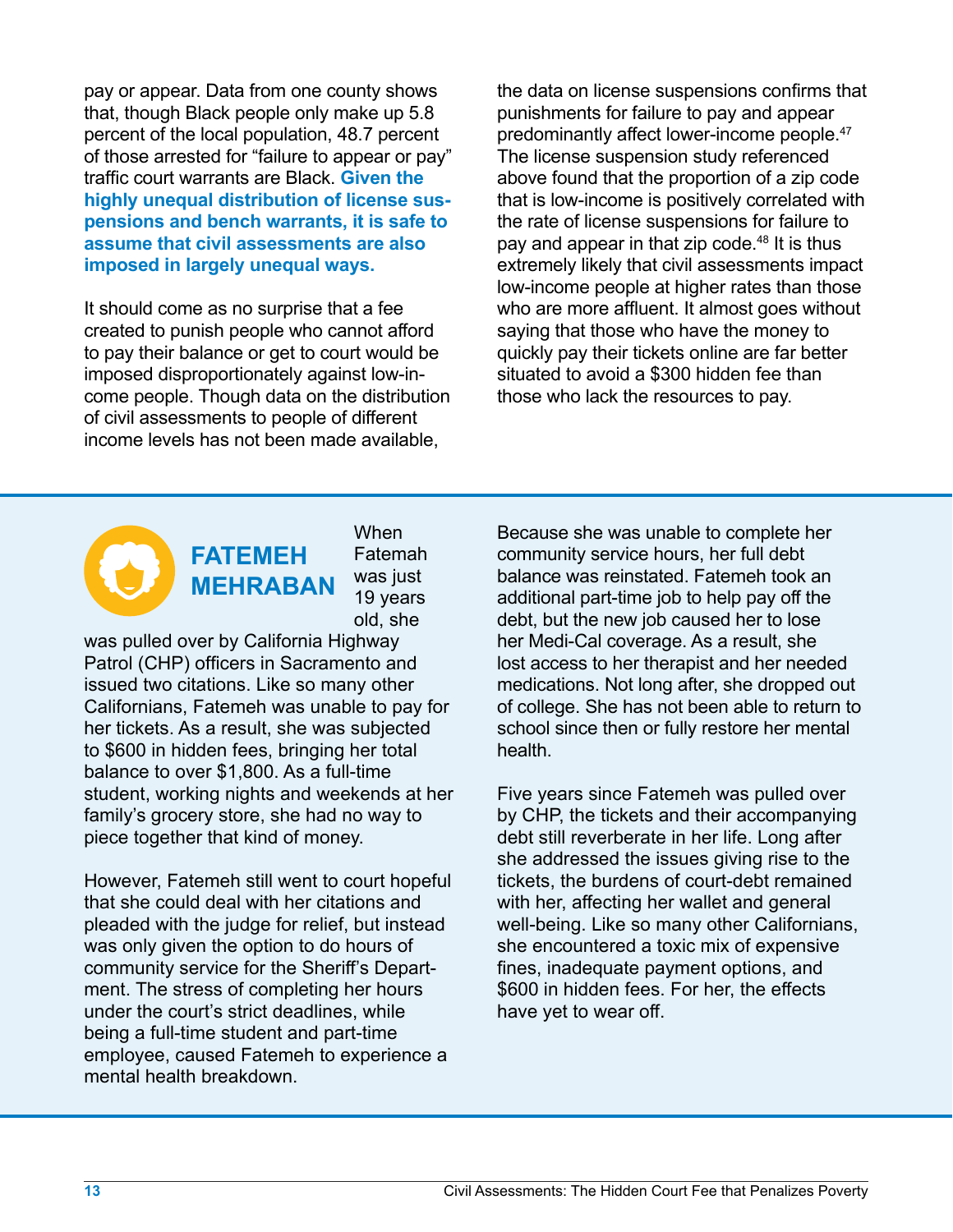pay or appear. Data from one county shows that, though Black people only make up 5.8 percent of the local population, 48.7 percent of those arrested for "failure to appear or pay" traffic court warrants are Black. **Given the highly unequal distribution of license suspensions and bench warrants, it is safe to assume that civil assessments are also imposed in largely unequal ways.**

It should come as no surprise that a fee created to punish people who cannot afford to pay their balance or get to court would be imposed disproportionately against low-income people. Though data on the distribution of civil assessments to people of different income levels has not been made available, the data on license suspensions confirms that punishments for failure to pay and appear predominantly affect lower-income people.[47] The license suspension study referenced above found that the proportion of a zip code that is low-income is positively correlated with the rate of license suspensions for failure to pay and appear in that zip code.[48] It is thus extremely likely that civil assessments impact low-income people at higher rates than those who are more affluent. It almost goes without saying that those who have the money to quickly pay their tickets online are far better situated to avoid a $300 hidden fee than those who lack the resources to pay.

## FATEMEH MEHRABAN

When Fatemah was just 19 years old, she was pulled over by California Highway Patrol (CHP) officers in Sacramento and issued two citations. Like so many other Californians, Fatemeh was unable to pay for her tickets. As a result, she was subjected to $600 in hidden fees, bringing her total balance to over $1,800. As a full-time student, working nights and weekends at her family's grocery store, she had no way to piece together that kind of money.

However, Fatemeh still went to court hopeful that she could deal with her citations and pleaded with the judge for relief, but instead was only given the option to do hours of community service for the Sheriff's Department. The stress of completing her hours under the court's strict deadlines, while being a full-time student and part-time employee, caused Fatemeh to experience a mental health breakdown.

Because she was unable to complete her community service hours, her full debt balance was reinstated. Fatemeh took an additional part-time job to help pay off the debt, but the new job caused her to lose her Medi-Cal coverage. As a result, she lost access to her therapist and her needed medications. Not long after, she dropped out of college. She has not been able to return to school since then or fully restore her mental health.

Five years since Fatemeh was pulled over by CHP, the tickets and their accompanying debt still reverberate in her life. Long after she addressed the issues giving rise to the tickets, the burdens of court-debt remained with her, affecting her wallet and general well-being. Like so many other Californians, she encountered a toxic mix of expensive fines, inadequate payment options, and $600 in hidden fees. For her, the effects have yet to wear off.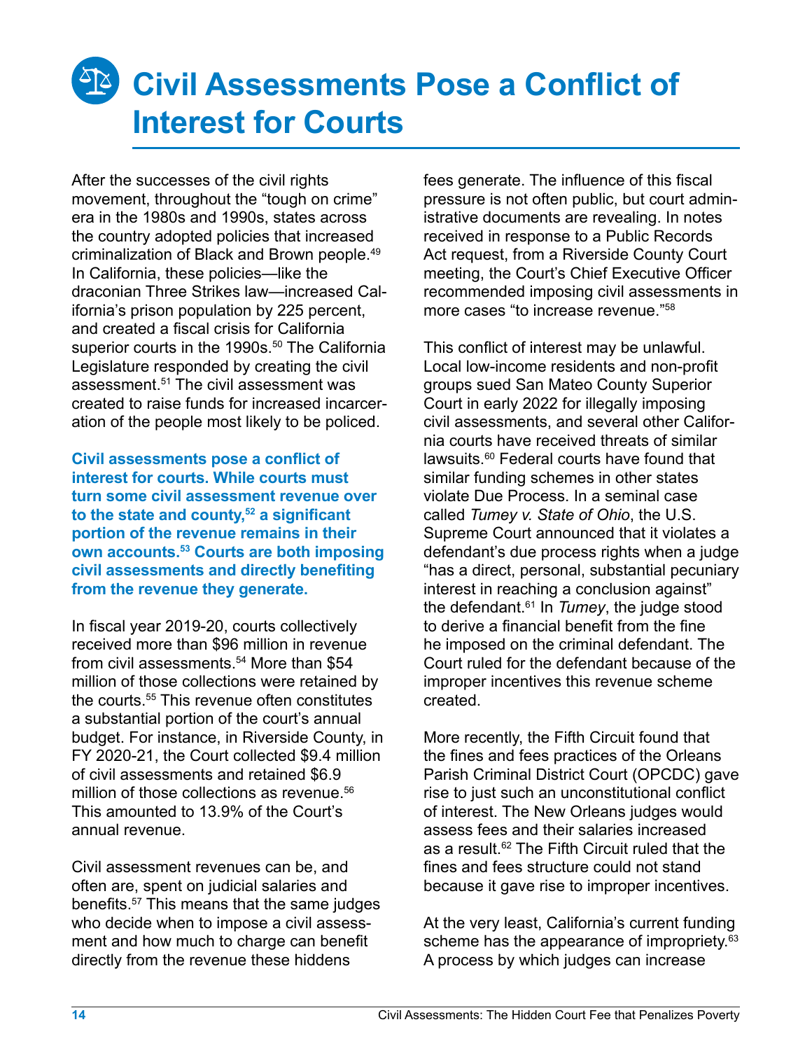# Civil Assessments Pose a Conflict of Interest for Courts

After the successes of the civil rights movement, throughout the "tough on crime" era in the 1980s and 1990s, states across the country adopted policies that increased criminalization of Black and Brown people.[49] In California, these policies—like the draconian Three Strikes law—increased California's prison population by 225 percent, and created a fiscal crisis for California superior courts in the 1990s.[50] The California Legislature responded by creating the civil assessment.[51] The civil assessment was created to raise funds for increased incarceration of the people most likely to be policed.

**Civil assessments pose a conflict of interest for courts. While courts must turn some civil assessment revenue over to the state and county,[52] a significant portion of the revenue remains in their own accounts.[53] Courts are both imposing civil assessments and directly benefiting from the revenue they generate.**

In fiscal year 2019-20, courts collectively received more than $96 million in revenue from civil assessments.[54] More than $54 million of those collections were retained by the courts.[55] This revenue often constitutes a substantial portion of the court's annual budget. For instance, in Riverside County, in FY 2020-21, the Court collected $9.4 million of civil assessments and retained $6.9 million of those collections as revenue.[56] This amounted to 13.9% of the Court's annual revenue.

Civil assessment revenues can be, and often are, spent on judicial salaries and benefits.[57] This means that the same judges who decide when to impose a civil assessment and how much to charge can benefit directly from the revenue these hiddens fees generate. The influence of this fiscal pressure is not often public, but court administrative documents are revealing. In notes received in response to a Public Records Act request, from a Riverside County Court meeting, the Court's Chief Executive Officer recommended imposing civil assessments in more cases "to increase revenue."[58]

This conflict of interest may be unlawful. Local low-income residents and non-profit groups sued San Mateo County Superior Court in early 2022 for illegally imposing civil assessments, and several other California courts have received threats of similar lawsuits.[60] Federal courts have found that similar funding schemes in other states violate Due Process. In a seminal case called *Tumey v. State of Ohio*, the U.S. Supreme Court announced that it violates a defendant's due process rights when a judge "has a direct, personal, substantial pecuniary interest in reaching a conclusion against" the defendant.[61] In *Tumey*, the judge stood to derive a financial benefit from the fine he imposed on the criminal defendant. The Court ruled for the defendant because of the improper incentives this revenue scheme created.

More recently, the Fifth Circuit found that the fines and fees practices of the Orleans Parish Criminal District Court (OPCDC) gave rise to just such an unconstitutional conflict of interest. The New Orleans judges would assess fees and their salaries increased as a result.[62] The Fifth Circuit ruled that the fines and fees structure could not stand because it gave rise to improper incentives.

At the very least, California's current funding scheme has the appearance of impropriety.[63] A process by which judges can increase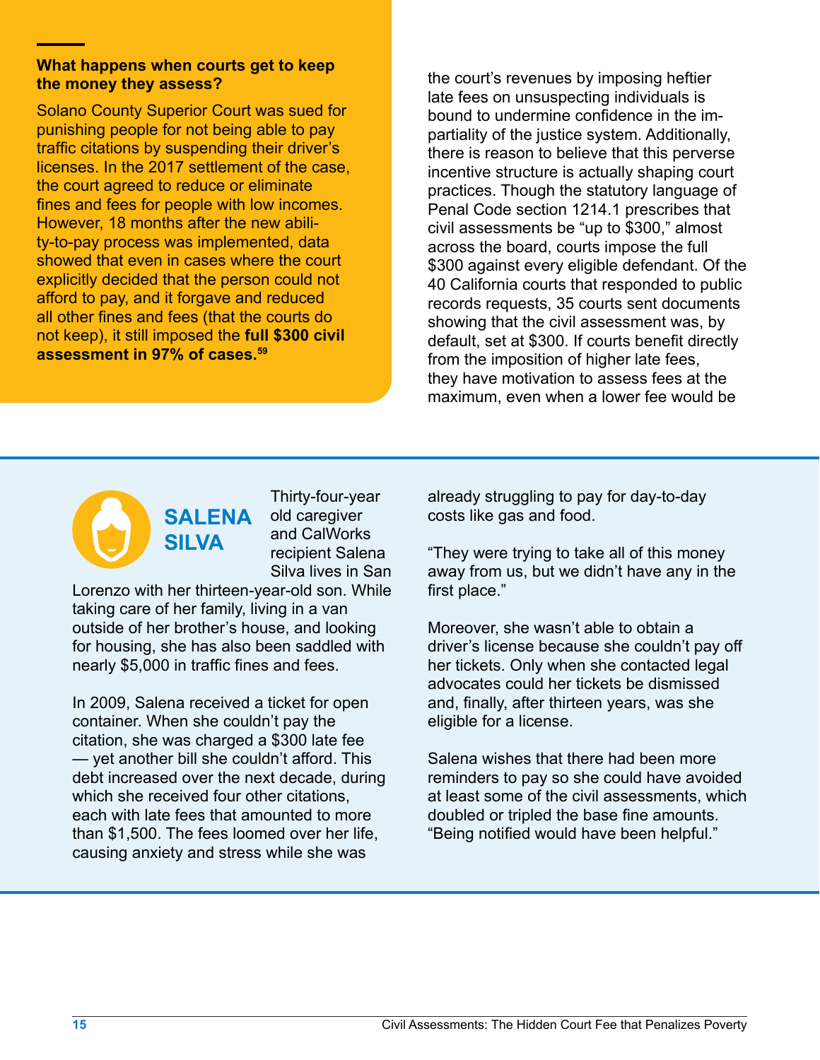### What happens when courts get to keep the money they assess?

Solano County Superior Court was sued for punishing people for not being able to pay traffic citations by suspending their driver's licenses. In the 2017 settlement of the case, the court agreed to reduce or eliminate fines and fees for people with low incomes. However, 18 months after the new ability-to-pay process was implemented, data showed that even in cases where the court explicitly decided that the person could not afford to pay, and it forgave and reduced all other fines and fees (that the courts do not keep), it still imposed the **full $300 civil assessment in 97% of cases.**[59]

the court's revenues by imposing heftier late fees on unsuspecting individuals is bound to undermine confidence in the impartiality of the justice system. Additionally, there is reason to believe that this perverse incentive structure is actually shaping court practices. Though the statutory language of Penal Code section 1214.1 prescribes that civil assessments be "up to $300," almost across the board, courts impose the full $300 against every eligible defendant. Of the 40 California courts that responded to public records requests, 35 courts sent documents showing that the civil assessment was, by default, set at $300. If courts benefit directly from the imposition of higher late fees, they have motivation to assess fees at the maximum, even when a lower fee would be

## SALENA SILVA

Thirty-four-year old caregiver and CalWorks recipient Salena Silva lives in San Lorenzo with her thirteen-year-old son. While taking care of her family, living in a van outside of her brother's house, and looking for housing, she has also been saddled with nearly $5,000 in traffic fines and fees.

In 2009, Salena received a ticket for open container. When she couldn't pay the citation, she was charged a $300 late fee — yet another bill she couldn't afford. This debt increased over the next decade, during which she received four other citations, each with late fees that amounted to more than $1,500. The fees loomed over her life, causing anxiety and stress while she was already struggling to pay for day-to-day costs like gas and food.

"They were trying to take all of this money away from us, but we didn't have any in the first place."

Moreover, she wasn't able to obtain a driver's license because she couldn't pay off her tickets. Only when she contacted legal advocates could her tickets be dismissed and, finally, after thirteen years, was she eligible for a license.

Salena wishes that there had been more reminders to pay so she could have avoided at least some of the civil assessments, which doubled or tripled the base fine amounts. "Being notified would have been helpful."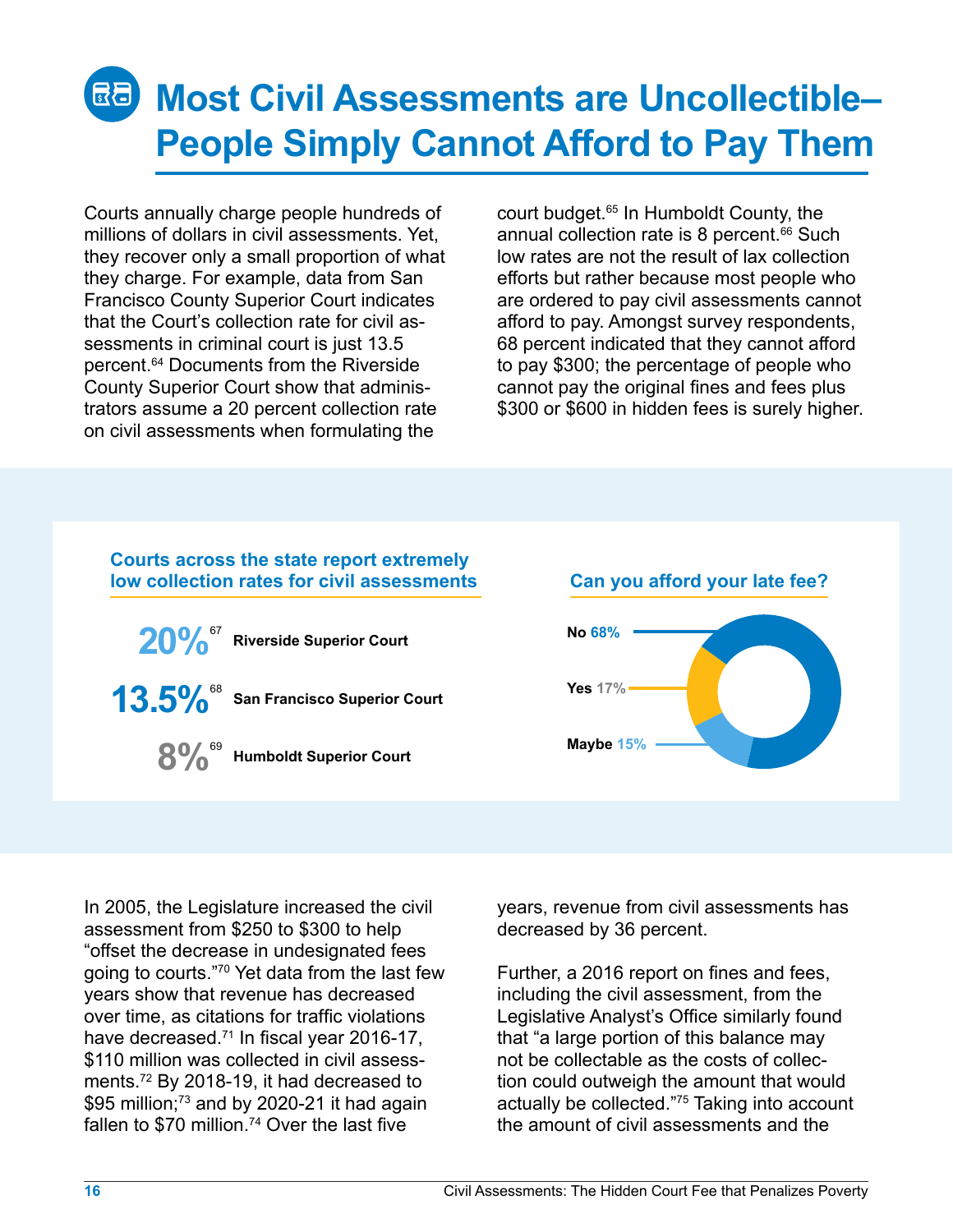# Most Civil Assessments are Uncollectible–People Simply Cannot Afford to Pay Them

Courts annually charge people hundreds of millions of dollars in civil assessments. Yet, they recover only a small proportion of what they charge. For example, data from San Francisco County Superior Court indicates that the Court's collection rate for civil assessments in criminal court is just 13.5 percent.[64] Documents from the Riverside County Superior Court show that administrators assume a 20 percent collection rate on civil assessments when formulating the court budget.[65] In Humboldt County, the annual collection rate is 8 percent.[66] Such low rates are not the result of lax collection efforts but rather because most people who are ordered to pay civil assessments cannot afford to pay. Amongst survey respondents, 68 percent indicated that they cannot afford to pay $300; the percentage of people who cannot pay the original fines and fees plus $300 or $600 in hidden fees is surely higher.

**Courts across the state report extremely low collection rates for civil assessments**

| Rate | Court |
|---|---|
| 20%[67] | Riverside Superior Court |
| 13.5%[68] | San Francisco Superior Court |
| 8%[69] | Humboldt Superior Court |

**Can you afford your late fee?**

| Response | Percent |
|---|---|
| No | 68% |
| Yes | 17% |
| Maybe | 15% |

In 2005, the Legislature increased the civil assessment from $250 to $300 to help "offset the decrease in undesignated fees going to courts."[70] Yet data from the last few years show that revenue has decreased over time, as citations for traffic violations have decreased.[71] In fiscal year 2016-17, $110 million was collected in civil assessments.[72] By 2018-19, it had decreased to $95 million;[73] and by 2020-21 it had again fallen to $70 million.[74] Over the last five years, revenue from civil assessments has decreased by 36 percent.

Further, a 2016 report on fines and fees, including the civil assessment, from the Legislative Analyst's Office similarly found that "a large portion of this balance may not be collectable as the costs of collection could outweigh the amount that would actually be collected."[75] Taking into account the amount of civil assessments and the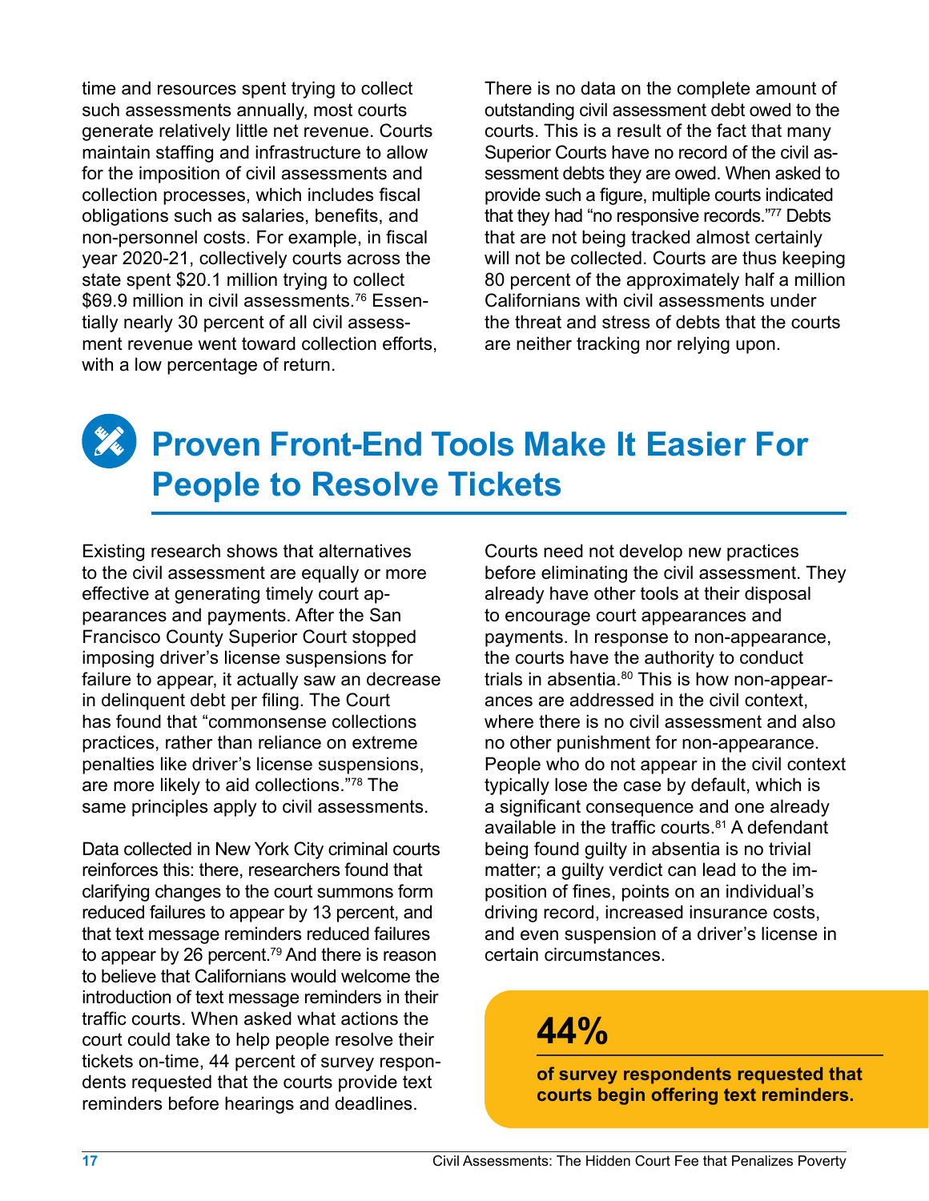time and resources spent trying to collect such assessments annually, most courts generate relatively little net revenue. Courts maintain staffing and infrastructure to allow for the imposition of civil assessments and collection processes, which includes fiscal obligations such as salaries, benefits, and non-personnel costs. For example, in fiscal year 2020-21, collectively courts across the state spent $20.1 million trying to collect $69.9 million in civil assessments.[76] Essentially nearly 30 percent of all civil assessment revenue went toward collection efforts, with a low percentage of return.

There is no data on the complete amount of outstanding civil assessment debt owed to the courts. This is a result of the fact that many Superior Courts have no record of the civil assessment debts they are owed. When asked to provide such a figure, multiple courts indicated that they had "no responsive records."[77] Debts that are not being tracked almost certainly will not be collected. Courts are thus keeping 80 percent of the approximately half a million Californians with civil assessments under the threat and stress of debts that the courts are neither tracking nor relying upon.

## Proven Front-End Tools Make It Easier For People to Resolve Tickets

Existing research shows that alternatives to the civil assessment are equally or more effective at generating timely court appearances and payments. After the San Francisco County Superior Court stopped imposing driver's license suspensions for failure to appear, it actually saw an decrease in delinquent debt per filing. The Court has found that "commonsense collections practices, rather than reliance on extreme penalties like driver's license suspensions, are more likely to aid collections."[78] The same principles apply to civil assessments.

Data collected in New York City criminal courts reinforces this: there, researchers found that clarifying changes to the court summons form reduced failures to appear by 13 percent, and that text message reminders reduced failures to appear by 26 percent.[79] And there is reason to believe that Californians would welcome the introduction of text message reminders in their traffic courts. When asked what actions the court could take to help people resolve their tickets on-time, 44 percent of survey respondents requested that the courts provide text reminders before hearings and deadlines.

Courts need not develop new practices before eliminating the civil assessment. They already have other tools at their disposal to encourage court appearances and payments. In response to non-appearance, the courts have the authority to conduct trials in absentia.[80] This is how non-appearances are addressed in the civil context, where there is no civil assessment and also no other punishment for non-appearance. People who do not appear in the civil context typically lose the case by default, which is a significant consequence and one already available in the traffic courts.[81] A defendant being found guilty in absentia is no trivial matter; a guilty verdict can lead to the imposition of fines, points on an individual's driving record, increased insurance costs, and even suspension of a driver's license in certain circumstances.

**44%**

**of survey respondents requested that courts begin offering text reminders.**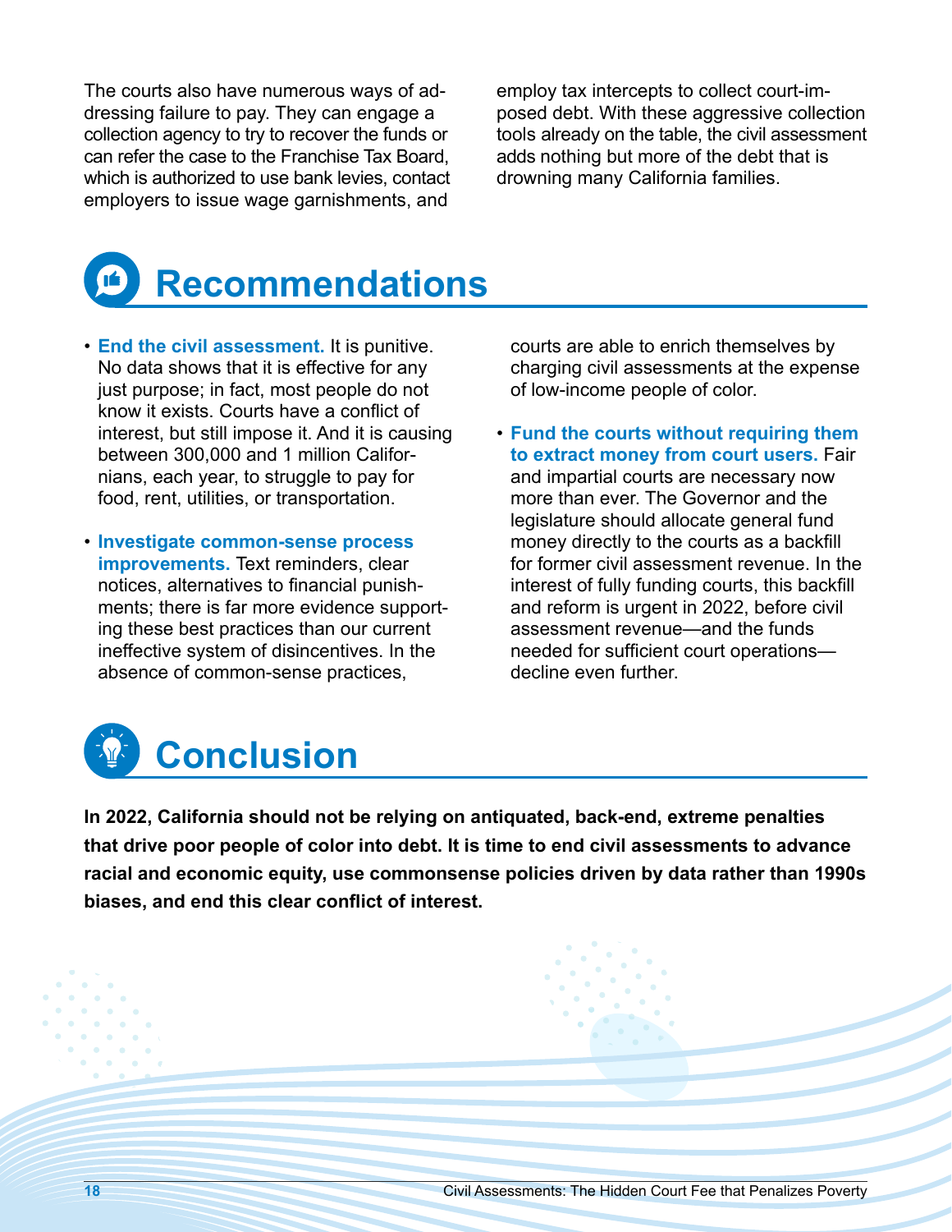The courts also have numerous ways of addressing failure to pay. They can engage a collection agency to try to recover the funds or can refer the case to the Franchise Tax Board, which is authorized to use bank levies, contact employers to issue wage garnishments, and employ tax intercepts to collect court-imposed debt. With these aggressive collection tools already on the table, the civil assessment adds nothing but more of the debt that is drowning many California families.

# Recommendations

- **End the civil assessment.** It is punitive. No data shows that it is effective for any just purpose; in fact, most people do not know it exists. Courts have a conflict of interest, but still impose it. And it is causing between 300,000 and 1 million Californians, each year, to struggle to pay for food, rent, utilities, or transportation.
- **Investigate common-sense process improvements.** Text reminders, clear notices, alternatives to financial punishments; there is far more evidence supporting these best practices than our current ineffective system of disincentives. In the absence of common-sense practices, courts are able to enrich themselves by charging civil assessments at the expense of low-income people of color.
- **Fund the courts without requiring them to extract money from court users.** Fair and impartial courts are necessary now more than ever. The Governor and the legislature should allocate general fund money directly to the courts as a backfill for former civil assessment revenue. In the interest of fully funding courts, this backfill and reform is urgent in 2022, before civil assessment revenue—and the funds needed for sufficient court operations—decline even further.

# Conclusion

**In 2022, California should not be relying on antiquated, back-end, extreme penalties that drive poor people of color into debt. It is time to end civil assessments to advance racial and economic equity, use commonsense policies driven by data rather than 1990s biases, and end this clear conflict of interest.**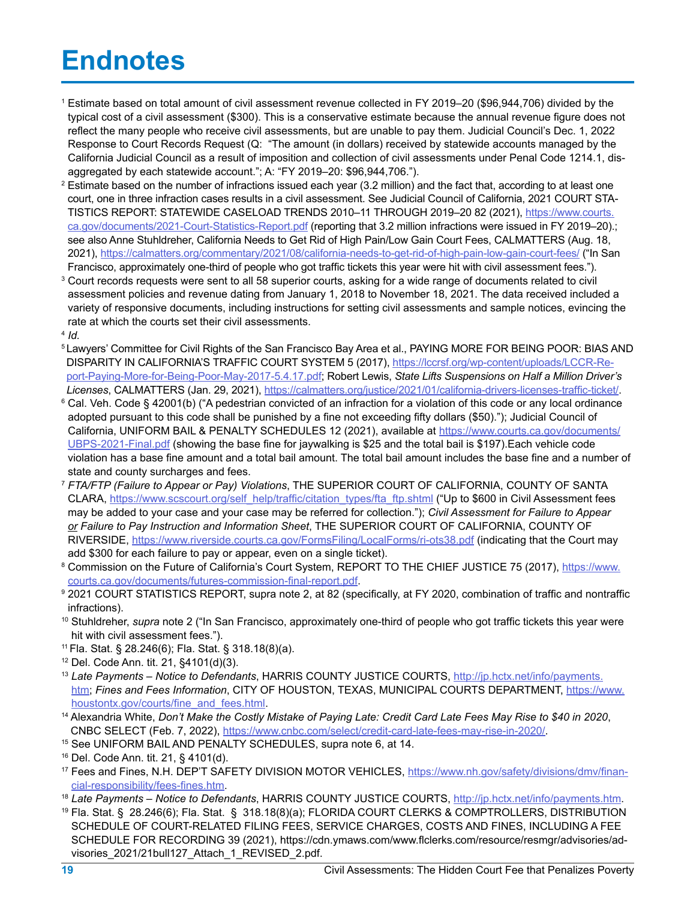# Endnotes

[1] Estimate based on total amount of civil assessment revenue collected in FY 2019–20 ($96,944,706) divided by the typical cost of a civil assessment ($300). This is a conservative estimate because the annual revenue figure does not reflect the many people who receive civil assessments, but are unable to pay them. Judicial Council's Dec. 1, 2022 Response to Court Records Request (Q: "The amount (in dollars) received by statewide accounts managed by the California Judicial Council as a result of imposition and collection of civil assessments under Penal Code 1214.1, dis-aggregated by each statewide account."; A: "FY 2019–20: $96,944,706.").

[2] Estimate based on the number of infractions issued each year (3.2 million) and the fact that, according to at least one court, one in three infraction cases results in a civil assessment. See Judicial Council of California, 2021 COURT STATISTICS REPORT: STATEWIDE CASELOAD TRENDS 2010–11 THROUGH 2019–20 82 (2021), https://www.courts.ca.gov/documents/2021-Court-Statistics-Report.pdf (reporting that 3.2 million infractions were issued in FY 2019–20).; see also Anne Stuhldreher, California Needs to Get Rid of High Pain/Low Gain Court Fees, CALMATTERS (Aug. 18, 2021), https://calmatters.org/commentary/2021/08/california-needs-to-get-rid-of-high-pain-low-gain-court-fees/ ("In San Francisco, approximately one-third of people who got traffic tickets this year were hit with civil assessment fees.").

[3] Court records requests were sent to all 58 superior courts, asking for a wide range of documents related to civil assessment policies and revenue dating from January 1, 2018 to November 18, 2021. The data received included a variety of responsive documents, including instructions for setting civil assessments and sample notices, evincing the rate at which the courts set their civil assessments.

[4] *Id.*

[5] Lawyers' Committee for Civil Rights of the San Francisco Bay Area et al., PAYING MORE FOR BEING POOR: BIAS AND DISPARITY IN CALIFORNIA'S TRAFFIC COURT SYSTEM 5 (2017), https://lccrsf.org/wp-content/uploads/LCCR-Report-Paying-More-for-Being-Poor-May-2017-5.4.17.pdf; Robert Lewis, *State Lifts Suspensions on Half a Million Driver's Licenses*, CALMATTERS (Jan. 29, 2021), https://calmatters.org/justice/2021/01/california-drivers-licenses-traffic-ticket/.

[6] Cal. Veh. Code § 42001(b) ("A pedestrian convicted of an infraction for a violation of this code or any local ordinance adopted pursuant to this code shall be punished by a fine not exceeding fifty dollars ($50)."); Judicial Council of California, UNIFORM BAIL & PENALTY SCHEDULES 12 (2021), available at https://www.courts.ca.gov/documents/UBPS-2021-Final.pdf (showing the base fine for jaywalking is $25 and the total bail is $197).Each vehicle code violation has a base fine amount and a total bail amount. The total bail amount includes the base fine and a number of state and county surcharges and fees.

[7] *FTA/FTP (Failure to Appear or Pay) Violations*, THE SUPERIOR COURT OF CALIFORNIA, COUNTY OF SANTA CLARA, https://www.scscourt.org/self_help/traffic/citation_types/fta_ftp.shtml ("Up to $600 in Civil Assessment fees may be added to your case and your case may be referred for collection."); *Civil Assessment for Failure to Appear or Failure to Pay Instruction and Information Sheet*, THE SUPERIOR COURT OF CALIFORNIA, COUNTY OF RIVERSIDE, https://www.riverside.courts.ca.gov/FormsFiling/LocalForms/ri-ots38.pdf (indicating that the Court may add $300 for each failure to pay or appear, even on a single ticket).

[8] Commission on the Future of California's Court System, REPORT TO THE CHIEF JUSTICE 75 (2017), https://www.courts.ca.gov/documents/futures-commission-final-report.pdf.

[9] 2021 COURT STATISTICS REPORT, supra note 2, at 82 (specifically, at FY 2020, combination of traffic and nontraffic infractions).

[10] Stuhldreher, *supra* note 2 ("In San Francisco, approximately one-third of people who got traffic tickets this year were hit with civil assessment fees.").

[11] Fla. Stat. § 28.246(6); Fla. Stat. § 318.18(8)(a).

[12] Del. Code Ann. tit. 21, §4101(d)(3).

[13] *Late Payments – Notice to Defendants*, HARRIS COUNTY JUSTICE COURTS, http://jp.hctx.net/info/payments.htm; *Fines and Fees Information*, CITY OF HOUSTON, TEXAS, MUNICIPAL COURTS DEPARTMENT, https://www.houstontx.gov/courts/fine_and_fees.html.

[14] Alexandria White, *Don't Make the Costly Mistake of Paying Late: Credit Card Late Fees May Rise to $40 in 2020*, CNBC SELECT (Feb. 7, 2022), https://www.cnbc.com/select/credit-card-late-fees-may-rise-in-2020/.

[15] See UNIFORM BAIL AND PENALTY SCHEDULES, supra note 6, at 14.

[16] Del. Code Ann. tit. 21, § 4101(d).

[17] Fees and Fines, N.H. DEP'T SAFETY DIVISION MOTOR VEHICLES, https://www.nh.gov/safety/divisions/dmv/financial-responsibility/fees-fines.htm.

[18] *Late Payments – Notice to Defendants*, HARRIS COUNTY JUSTICE COURTS, http://jp.hctx.net/info/payments.htm.

[19] Fla. Stat. § 28.246(6); Fla. Stat. § 318.18(8)(a); FLORIDA COURT CLERKS & COMPTROLLERS, DISTRIBUTION SCHEDULE OF COURT-RELATED FILING FEES, SERVICE CHARGES, COSTS AND FINES, INCLUDING A FEE SCHEDULE FOR RECORDING 39 (2021), https://cdn.ymaws.com/www.flclerks.com/resource/resmgr/advisories/advisories_2021/21bull127_Attach_1_REVISED_2.pdf.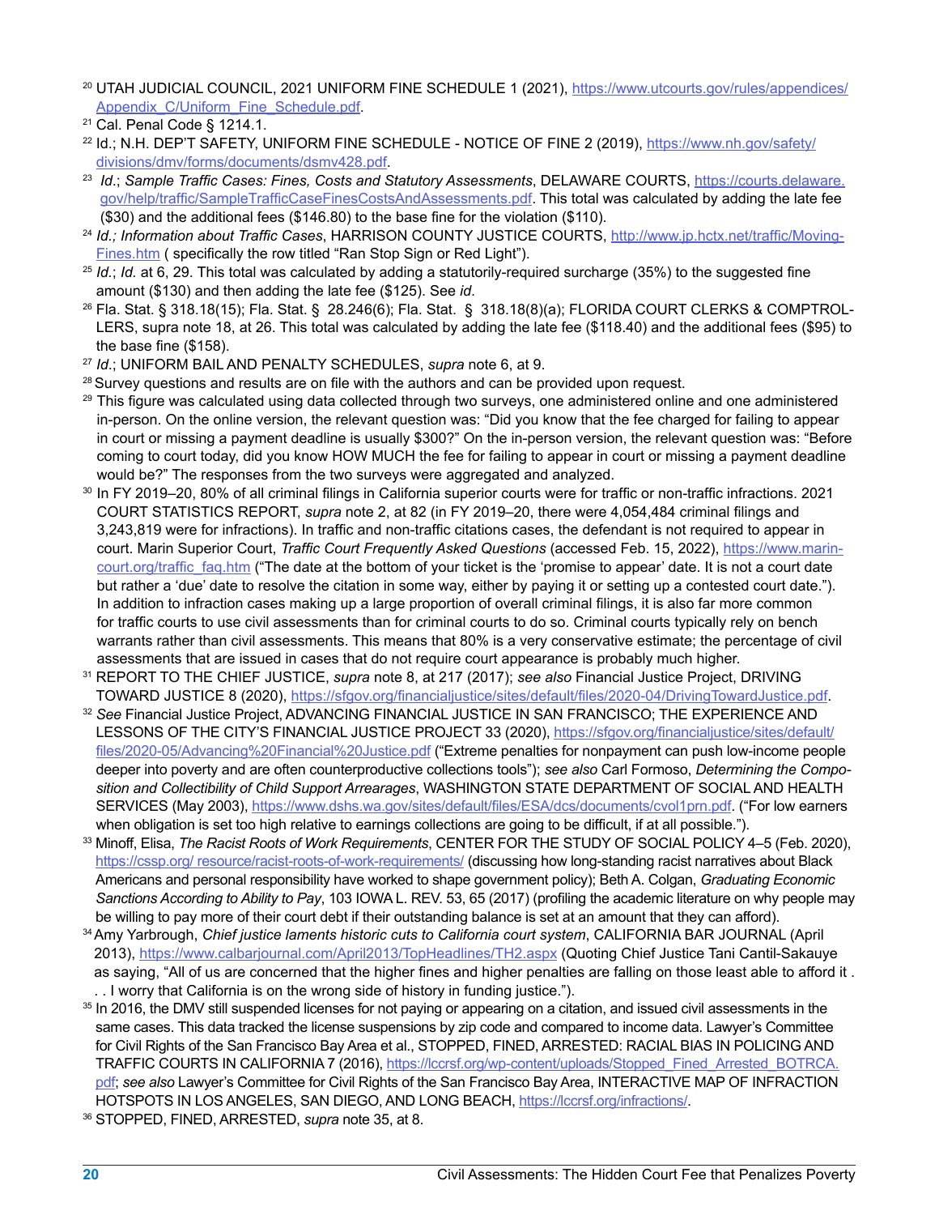[20] UTAH JUDICIAL COUNCIL, 2021 UNIFORM FINE SCHEDULE 1 (2021), https://www.utcourts.gov/rules/appendices/Appendix_C/Uniform_Fine_Schedule.pdf.

[21] Cal. Penal Code § 1214.1.

[22] Id.; N.H. DEP'T SAFETY, UNIFORM FINE SCHEDULE - NOTICE OF FINE 2 (2019), https://www.nh.gov/safety/divisions/dmv/forms/documents/dsmv428.pdf.

[23] *Id*.; *Sample Traffic Cases: Fines, Costs and Statutory Assessments*, DELAWARE COURTS, https://courts.delaware.gov/help/traffic/SampleTrafficCaseFinesCostsAndAssessments.pdf. This total was calculated by adding the late fee ($30) and the additional fees ($146.80) to the base fine for the violation ($110).

[24] *Id.; Information about Traffic Cases*, HARRISON COUNTY JUSTICE COURTS, http://www.jp.hctx.net/traffic/Moving-Fines.htm ( specifically the row titled "Ran Stop Sign or Red Light").

[25] *Id*.; *Id.* at 6, 29. This total was calculated by adding a statutorily-required surcharge (35%) to the suggested fine amount ($130) and then adding the late fee ($125). See *id*.

[26] Fla. Stat. § 318.18(15); Fla. Stat. § 28.246(6); Fla. Stat. § 318.18(8)(a); FLORIDA COURT CLERKS & COMPTROLLERS, supra note 18, at 26. This total was calculated by adding the late fee ($118.40) and the additional fees ($95) to the base fine ($158).

[27] *Id*.; UNIFORM BAIL AND PENALTY SCHEDULES, *supra* note 6, at 9.

[28] Survey questions and results are on file with the authors and can be provided upon request.

[29] This figure was calculated using data collected through two surveys, one administered online and one administered in-person. On the online version, the relevant question was: "Did you know that the fee charged for failing to appear in court or missing a payment deadline is usually $300?" On the in-person version, the relevant question was: "Before coming to court today, did you know HOW MUCH the fee for failing to appear in court or missing a payment deadline would be?" The responses from the two surveys were aggregated and analyzed.

[30] In FY 2019–20, 80% of all criminal filings in California superior courts were for traffic or non-traffic infractions. 2021 COURT STATISTICS REPORT, *supra* note 2, at 82 (in FY 2019–20, there were 4,054,484 criminal filings and 3,243,819 were for infractions). In traffic and non-traffic citations cases, the defendant is not required to appear in court. Marin Superior Court, *Traffic Court Frequently Asked Questions* (accessed Feb. 15, 2022), https://www.marincourt.org/traffic_faq.htm ("The date at the bottom of your ticket is the 'promise to appear' date. It is not a court date but rather a 'due' date to resolve the citation in some way, either by paying it or setting up a contested court date."). In addition to infraction cases making up a large proportion of overall criminal filings, it is also far more common for traffic courts to use civil assessments than for criminal courts to do so. Criminal courts typically rely on bench warrants rather than civil assessments. This means that 80% is a very conservative estimate; the percentage of civil assessments that are issued in cases that do not require court appearance is probably much higher.

[31] REPORT TO THE CHIEF JUSTICE, *supra* note 8, at 217 (2017); *see also* Financial Justice Project, DRIVING TOWARD JUSTICE 8 (2020), https://sfgov.org/financialjustice/sites/default/files/2020-04/DrivingTowardJustice.pdf.

[32] *See* Financial Justice Project, ADVANCING FINANCIAL JUSTICE IN SAN FRANCISCO; THE EXPERIENCE AND LESSONS OF THE CITY'S FINANCIAL JUSTICE PROJECT 33 (2020), https://sfgov.org/financialjustice/sites/default/files/2020-05/Advancing%20Financial%20Justice.pdf ("Extreme penalties for nonpayment can push low-income people deeper into poverty and are often counterproductive collections tools"); *see also* Carl Formoso, *Determining the Composition and Collectibility of Child Support Arrearages*, WASHINGTON STATE DEPARTMENT OF SOCIAL AND HEALTH SERVICES (May 2003), https://www.dshs.wa.gov/sites/default/files/ESA/dcs/documents/cvol1prn.pdf. ("For low earners when obligation is set too high relative to earnings collections are going to be difficult, if at all possible.").

[33] Minoff, Elisa, *The Racist Roots of Work Requirements*, CENTER FOR THE STUDY OF SOCIAL POLICY 4–5 (Feb. 2020), https://cssp.org/ resource/racist-roots-of-work-requirements/ (discussing how long-standing racist narratives about Black Americans and personal responsibility have worked to shape government policy); Beth A. Colgan, *Graduating Economic Sanctions According to Ability to Pay*, 103 IOWA L. REV. 53, 65 (2017) (profiling the academic literature on why people may be willing to pay more of their court debt if their outstanding balance is set at an amount that they can afford).

[34] Amy Yarbrough, *Chief justice laments historic cuts to California court system*, CALIFORNIA BAR JOURNAL (April 2013), https://www.calbarjournal.com/April2013/TopHeadlines/TH2.aspx (Quoting Chief Justice Tani Cantil-Sakauye as saying, "All of us are concerned that the higher fines and higher penalties are falling on those least able to afford it . . . I worry that California is on the wrong side of history in funding justice.").

[35] In 2016, the DMV still suspended licenses for not paying or appearing on a citation, and issued civil assessments in the same cases. This data tracked the license suspensions by zip code and compared to income data. Lawyer's Committee for Civil Rights of the San Francisco Bay Area et al., STOPPED, FINED, ARRESTED: RACIAL BIAS IN POLICING AND TRAFFIC COURTS IN CALIFORNIA 7 (2016), https://lccrsf.org/wp-content/uploads/Stopped_Fined_Arrested_BOTRCA.pdf; *see also* Lawyer's Committee for Civil Rights of the San Francisco Bay Area, INTERACTIVE MAP OF INFRACTION HOTSPOTS IN LOS ANGELES, SAN DIEGO, AND LONG BEACH, https://lccrsf.org/infractions/.

[36] STOPPED, FINED, ARRESTED, *supra* note 35, at 8.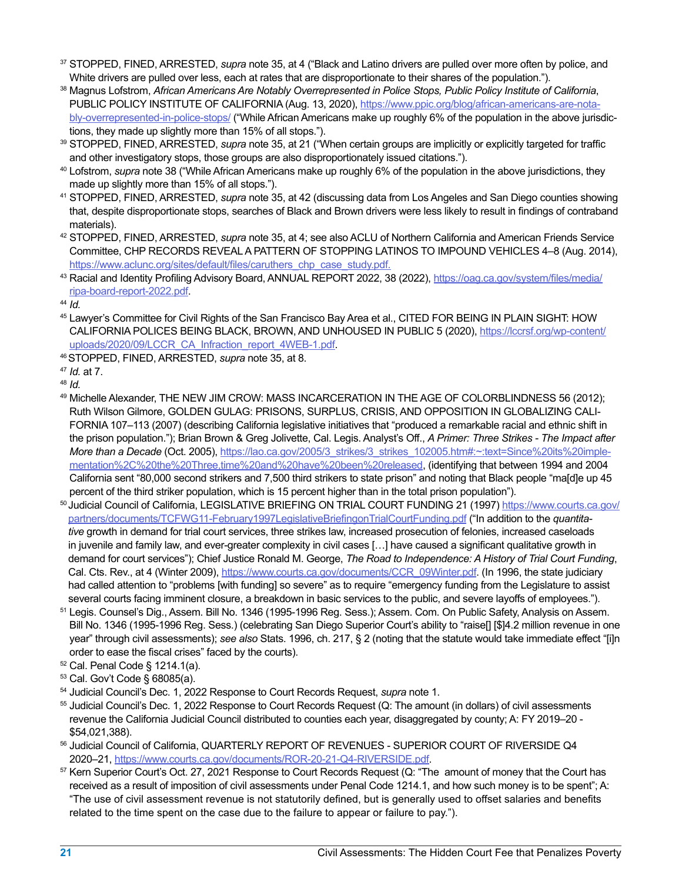[37] STOPPED, FINED, ARRESTED, *supra* note 35, at 4 ("Black and Latino drivers are pulled over more often by police, and White drivers are pulled over less, each at rates that are disproportionate to their shares of the population.").

[38] Magnus Lofstrom, *African Americans Are Notably Overrepresented in Police Stops, Public Policy Institute of California*, PUBLIC POLICY INSTITUTE OF CALIFORNIA (Aug. 13, 2020), https://www.ppic.org/blog/african-americans-are-notably-overrepresented-in-police-stops/ ("While African Americans make up roughly 6% of the population in the above jurisdictions, they made up slightly more than 15% of all stops.").

[39] STOPPED, FINED, ARRESTED, *supra* note 35, at 21 ("When certain groups are implicitly or explicitly targeted for traffic and other investigatory stops, those groups are also disproportionately issued citations.").

[40] Lofstrom, *supra* note 38 ("While African Americans make up roughly 6% of the population in the above jurisdictions, they made up slightly more than 15% of all stops.").

[41] STOPPED, FINED, ARRESTED, *supra* note 35, at 42 (discussing data from Los Angeles and San Diego counties showing that, despite disproportionate stops, searches of Black and Brown drivers were less likely to result in findings of contraband materials).

[42] STOPPED, FINED, ARRESTED, *supra* note 35, at 4; see also ACLU of Northern California and American Friends Service Committee, CHP RECORDS REVEAL A PATTERN OF STOPPING LATINOS TO IMPOUND VEHICLES 4–8 (Aug. 2014), https://www.aclunc.org/sites/default/files/caruthers_chp_case_study.pdf.

[43] Racial and Identity Profiling Advisory Board, ANNUAL REPORT 2022, 38 (2022), https://oag.ca.gov/system/files/media/ripa-board-report-2022.pdf.

[44] *Id.*

[45] Lawyer's Committee for Civil Rights of the San Francisco Bay Area et al., CITED FOR BEING IN PLAIN SIGHT: HOW CALIFORNIA POLICES BEING BLACK, BROWN, AND UNHOUSED IN PUBLIC 5 (2020), https://lccrsf.org/wp-content/uploads/2020/09/LCCR_CA_Infraction_report_4WEB-1.pdf.

[46] STOPPED, FINED, ARRESTED, *supra* note 35, at 8.

[47] *Id.* at 7.

[48] *Id.*

[49] Michelle Alexander, THE NEW JIM CROW: MASS INCARCERATION IN THE AGE OF COLORBLINDNESS 56 (2012); Ruth Wilson Gilmore, GOLDEN GULAG: PRISONS, SURPLUS, CRISIS, AND OPPOSITION IN GLOBALIZING CALIFORNIA 107–113 (2007) (describing California legislative initiatives that "produced a remarkable racial and ethnic shift in the prison population."); Brian Brown & Greg Jolivette, Cal. Legis. Analyst's Off., *A Primer: Three Strikes - The Impact after More than a Decade* (Oct. 2005), https://lao.ca.gov/2005/3_strikes/3_strikes_102005.htm#:~:text=Since%20its%20implementation%2C%20the%20Three,time%20and%20have%20been%20released, (identifying that between 1994 and 2004 California sent "80,000 second strikers and 7,500 third strikers to state prison" and noting that Black people "ma[d]e up 45 percent of the third striker population, which is 15 percent higher than in the total prison population").

[50] Judicial Council of California, LEGISLATIVE BRIEFING ON TRIAL COURT FUNDING 21 (1997) https://www.courts.ca.gov/partners/documents/TCFWG11-February1997LegislativeBriefingonTrialCourtFunding.pdf ("In addition to the *quantitative* growth in demand for trial court services, three strikes law, increased prosecution of felonies, increased caseloads in juvenile and family law, and ever-greater complexity in civil cases […] have caused a significant qualitative growth in demand for court services"); Chief Justice Ronald M. George, *The Road to Independence: A History of Trial Court Funding*, Cal. Cts. Rev., at 4 (Winter 2009), https://www.courts.ca.gov/documents/CCR_09Winter.pdf. (In 1996, the state judiciary had called attention to "problems [with funding] so severe" as to require "emergency funding from the Legislature to assist several courts facing imminent closure, a breakdown in basic services to the public, and severe layoffs of employees.").

[51] Legis. Counsel's Dig., Assem. Bill No. 1346 (1995-1996 Reg. Sess.); Assem. Com. On Public Safety, Analysis on Assem. Bill No. 1346 (1995-1996 Reg. Sess.) (celebrating San Diego Superior Court's ability to "raise[] [$]4.2 million revenue in one year" through civil assessments); *see also* Stats. 1996, ch. 217, § 2 (noting that the statute would take immediate effect "[i]n order to ease the fiscal crises" faced by the courts).

[52] Cal. Penal Code § 1214.1(a).

[53] Cal. Gov't Code § 68085(a).

[54] Judicial Council's Dec. 1, 2022 Response to Court Records Request, *supra* note 1.

[55] Judicial Council's Dec. 1, 2022 Response to Court Records Request (Q: The amount (in dollars) of civil assessments revenue the California Judicial Council distributed to counties each year, disaggregated by county; A: FY 2019–20 - $54,021,388).

[56] Judicial Council of California, QUARTERLY REPORT OF REVENUES - SUPERIOR COURT OF RIVERSIDE Q4 2020–21, https://www.courts.ca.gov/documents/ROR-20-21-Q4-RIVERSIDE.pdf.

[57] Kern Superior Court's Oct. 27, 2021 Response to Court Records Request (Q: "The amount of money that the Court has received as a result of imposition of civil assessments under Penal Code 1214.1, and how such money is to be spent"; A: "The use of civil assessment revenue is not statutorily defined, but is generally used to offset salaries and benefits related to the time spent on the case due to the failure to appear or failure to pay.").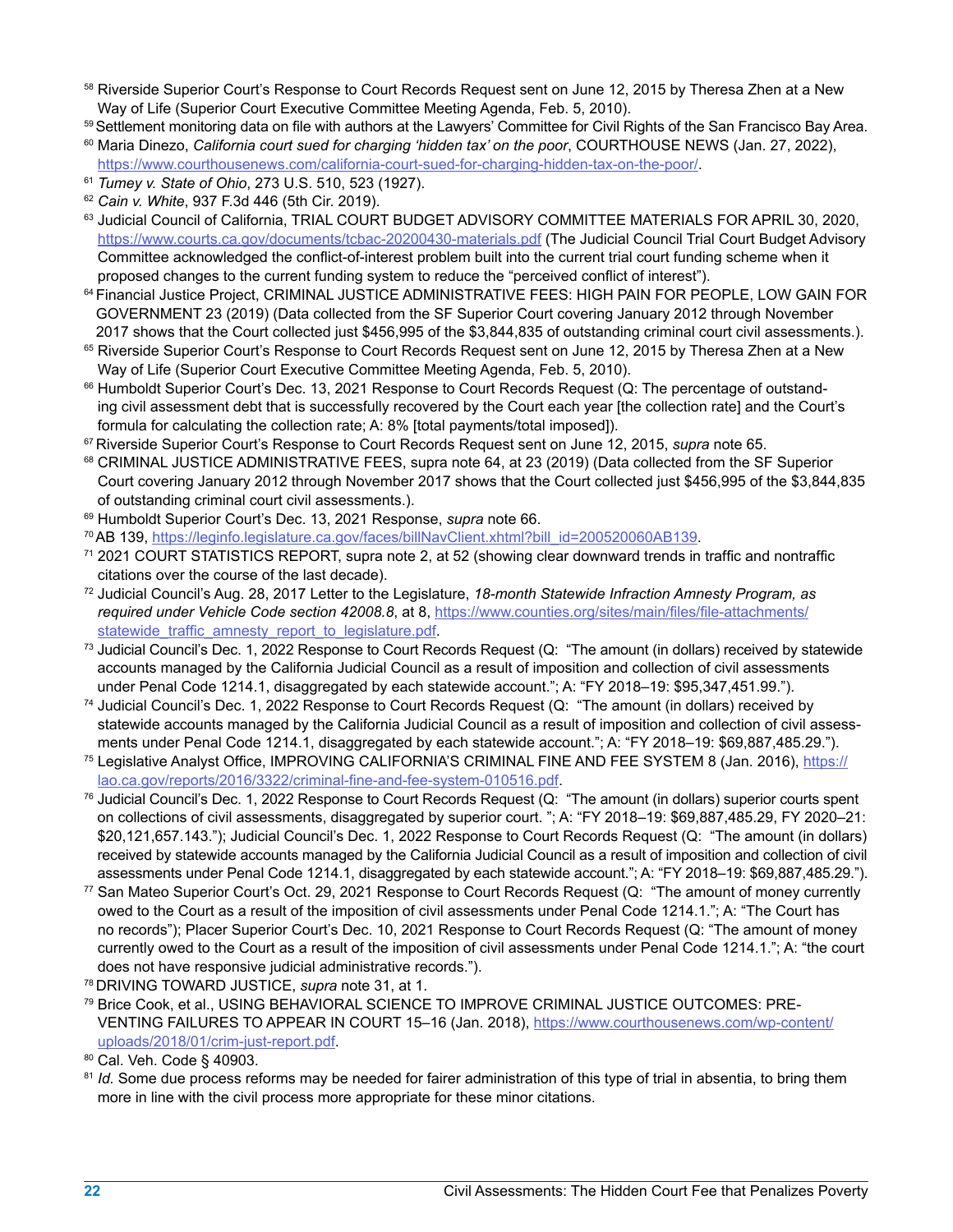[58] Riverside Superior Court's Response to Court Records Request sent on June 12, 2015 by Theresa Zhen at a New Way of Life (Superior Court Executive Committee Meeting Agenda, Feb. 5, 2010).

[59] Settlement monitoring data on file with authors at the Lawyers' Committee for Civil Rights of the San Francisco Bay Area.

[60] Maria Dinezo, *California court sued for charging 'hidden tax' on the poor*, COURTHOUSE NEWS (Jan. 27, 2022), https://www.courthousenews.com/california-court-sued-for-charging-hidden-tax-on-the-poor/.

[61] *Tumey v. State of Ohio*, 273 U.S. 510, 523 (1927).

[62] *Cain v. White*, 937 F.3d 446 (5th Cir. 2019).

[63] Judicial Council of California, TRIAL COURT BUDGET ADVISORY COMMITTEE MATERIALS FOR APRIL 30, 2020, https://www.courts.ca.gov/documents/tcbac-20200430-materials.pdf (The Judicial Council Trial Court Budget Advisory Committee acknowledged the conflict-of-interest problem built into the current trial court funding scheme when it proposed changes to the current funding system to reduce the "perceived conflict of interest").

[64] Financial Justice Project, CRIMINAL JUSTICE ADMINISTRATIVE FEES: HIGH PAIN FOR PEOPLE, LOW GAIN FOR GOVERNMENT 23 (2019) (Data collected from the SF Superior Court covering January 2012 through November 2017 shows that the Court collected just $456,995 of the $3,844,835 of outstanding criminal court civil assessments.).

[65] Riverside Superior Court's Response to Court Records Request sent on June 12, 2015 by Theresa Zhen at a New Way of Life (Superior Court Executive Committee Meeting Agenda, Feb. 5, 2010).

[66] Humboldt Superior Court's Dec. 13, 2021 Response to Court Records Request (Q: The percentage of outstanding civil assessment debt that is successfully recovered by the Court each year [the collection rate] and the Court's formula for calculating the collection rate; A: 8% [total payments/total imposed]).

[67] Riverside Superior Court's Response to Court Records Request sent on June 12, 2015, *supra* note 65.

[68] CRIMINAL JUSTICE ADMINISTRATIVE FEES, supra note 64, at 23 (2019) (Data collected from the SF Superior Court covering January 2012 through November 2017 shows that the Court collected just $456,995 of the $3,844,835 of outstanding criminal court civil assessments.).

[69] Humboldt Superior Court's Dec. 13, 2021 Response, *supra* note 66.

[70] AB 139, https://leginfo.legislature.ca.gov/faces/billNavClient.xhtml?bill_id=200520060AB139.

[71] 2021 COURT STATISTICS REPORT, supra note 2, at 52 (showing clear downward trends in traffic and nontraffic citations over the course of the last decade).

[72] Judicial Council's Aug. 28, 2017 Letter to the Legislature, *18-month Statewide Infraction Amnesty Program, as required under Vehicle Code section 42008.8*, at 8, https://www.counties.org/sites/main/files/file-attachments/statewide_traffic_amnesty_report_to_legislature.pdf.

[73] Judicial Council's Dec. 1, 2022 Response to Court Records Request (Q: "The amount (in dollars) received by statewide accounts managed by the California Judicial Council as a result of imposition and collection of civil assessments under Penal Code 1214.1, disaggregated by each statewide account."; A: "FY 2018–19: $95,347,451.99.").

[74] Judicial Council's Dec. 1, 2022 Response to Court Records Request (Q: "The amount (in dollars) received by statewide accounts managed by the California Judicial Council as a result of imposition and collection of civil assessments under Penal Code 1214.1, disaggregated by each statewide account."; A: "FY 2018–19: $69,887,485.29.").

[75] Legislative Analyst Office, IMPROVING CALIFORNIA'S CRIMINAL FINE AND FEE SYSTEM 8 (Jan. 2016), https://lao.ca.gov/reports/2016/3322/criminal-fine-and-fee-system-010516.pdf.

[76] Judicial Council's Dec. 1, 2022 Response to Court Records Request (Q: "The amount (in dollars) superior courts spent on collections of civil assessments, disaggregated by superior court. "; A: "FY 2018–19: $69,887,485.29, FY 2020–21: $20,121,657.143."); Judicial Council's Dec. 1, 2022 Response to Court Records Request (Q: "The amount (in dollars) received by statewide accounts managed by the California Judicial Council as a result of imposition and collection of civil assessments under Penal Code 1214.1, disaggregated by each statewide account."; A: "FY 2018–19: $69,887,485.29.").

[77] San Mateo Superior Court's Oct. 29, 2021 Response to Court Records Request (Q: "The amount of money currently owed to the Court as a result of the imposition of civil assessments under Penal Code 1214.1."; A: "The Court has no records"); Placer Superior Court's Dec. 10, 2021 Response to Court Records Request (Q: "The amount of money currently owed to the Court as a result of the imposition of civil assessments under Penal Code 1214.1."; A: "the court does not have responsive judicial administrative records.").

[78] DRIVING TOWARD JUSTICE, *supra* note 31, at 1.

[79] Brice Cook, et al., USING BEHAVIORAL SCIENCE TO IMPROVE CRIMINAL JUSTICE OUTCOMES: PREVENTING FAILURES TO APPEAR IN COURT 15–16 (Jan. 2018), https://www.courthousenews.com/wp-content/uploads/2018/01/crim-just-report.pdf.

[80] Cal. Veh. Code § 40903.

[81] *Id.* Some due process reforms may be needed for fairer administration of this type of trial in absentia, to bring them more in line with the civil process more appropriate for these minor citations.